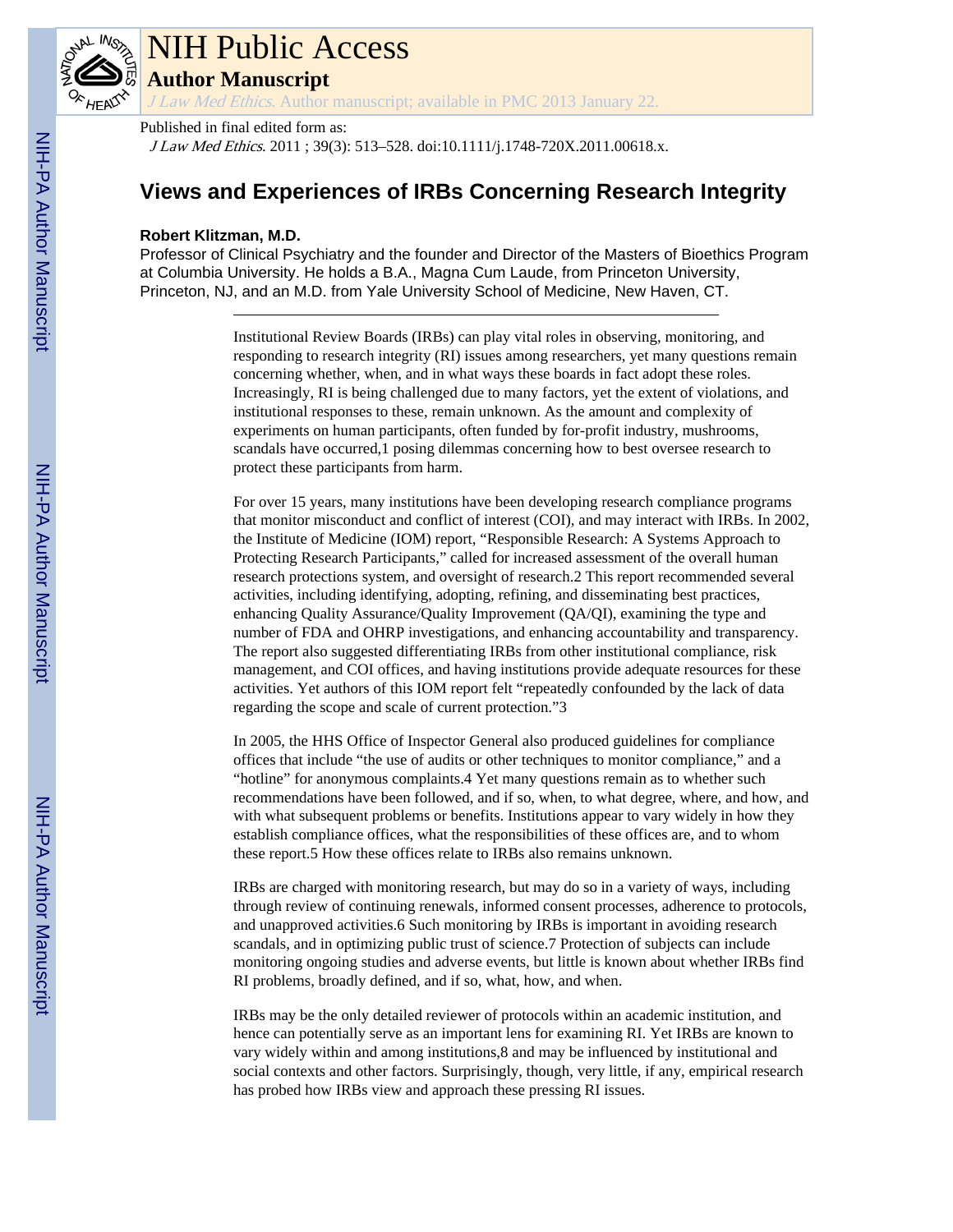# NIH Public Access

## Author Manuscript

*J Law Med Ethics*. Author manuscript; available in PMC 2013 January 22.

Published in final edited form as:

*J Law Med Ethics*. 2011 ; 39(3): 513–528. doi:10.1111/j.1748-720X.2011.00618.x.

# Views and Experiences of IRBs Concerning Research Integrity

**Robert Klitzman, M.D.**

Professor of Clinical Psychiatry and the founder and Director of the Masters of Bioethics Program at Columbia University. He holds a B.A., Magna Cum Laude, from Princeton University, Princeton, NJ, and an M.D. from Yale University School of Medicine, New Haven, CT.

---

Institutional Review Boards (IRBs) can play vital roles in observing, monitoring, and responding to research integrity (RI) issues among researchers, yet many questions remain concerning whether, when, and in what ways these boards in fact adopt these roles. Increasingly, RI is being challenged due to many factors, yet the extent of violations, and institutional responses to these, remain unknown. As the amount and complexity of experiments on human participants, often funded by for-profit industry, mushrooms, scandals have occurred,[1] posing dilemmas concerning how to best oversee research to protect these participants from harm.

For over 15 years, many institutions have been developing research compliance programs that monitor misconduct and conflict of interest (COI), and may interact with IRBs. In 2002, the Institute of Medicine (IOM) report, "Responsible Research: A Systems Approach to Protecting Research Participants," called for increased assessment of the overall human research protections system, and oversight of research.[2] This report recommended several activities, including identifying, adopting, refining, and disseminating best practices, enhancing Quality Assurance/Quality Improvement (QA/QI), examining the type and number of FDA and OHRP investigations, and enhancing accountability and transparency. The report also suggested differentiating IRBs from other institutional compliance, risk management, and COI offices, and having institutions provide adequate resources for these activities. Yet authors of this IOM report felt "repeatedly confounded by the lack of data regarding the scope and scale of current protection."[3]

In 2005, the HHS Office of Inspector General also produced guidelines for compliance offices that include "the use of audits or other techniques to monitor compliance," and a "hotline" for anonymous complaints.[4] Yet many questions remain as to whether such recommendations have been followed, and if so, when, to what degree, where, and how, and with what subsequent problems or benefits. Institutions appear to vary widely in how they establish compliance offices, what the responsibilities of these offices are, and to whom these report.[5] How these offices relate to IRBs also remains unknown.

IRBs are charged with monitoring research, but may do so in a variety of ways, including through review of continuing renewals, informed consent processes, adherence to protocols, and unapproved activities.[6] Such monitoring by IRBs is important in avoiding research scandals, and in optimizing public trust of science.[7] Protection of subjects can include monitoring ongoing studies and adverse events, but little is known about whether IRBs find RI problems, broadly defined, and if so, what, how, and when.

IRBs may be the only detailed reviewer of protocols within an academic institution, and hence can potentially serve as an important lens for examining RI. Yet IRBs are known to vary widely within and among institutions,[8] and may be influenced by institutional and social contexts and other factors. Surprisingly, though, very little, if any, empirical research has probed how IRBs view and approach these pressing RI issues.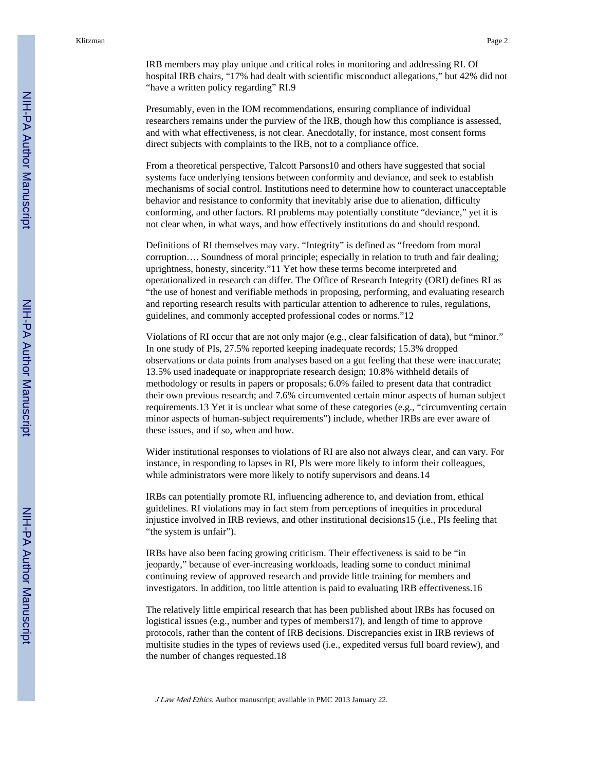IRB members may play unique and critical roles in monitoring and addressing RI. Of hospital IRB chairs, "17% had dealt with scientific misconduct allegations," but 42% did not "have a written policy regarding" RI.[9]

Presumably, even in the IOM recommendations, ensuring compliance of individual researchers remains under the purview of the IRB, though how this compliance is assessed, and with what effectiveness, is not clear. Anecdotally, for instance, most consent forms direct subjects with complaints to the IRB, not to a compliance office.

From a theoretical perspective, Talcott Parsons[10] and others have suggested that social systems face underlying tensions between conformity and deviance, and seek to establish mechanisms of social control. Institutions need to determine how to counteract unacceptable behavior and resistance to conformity that inevitably arise due to alienation, difficulty conforming, and other factors. RI problems may potentially constitute "deviance," yet it is not clear when, in what ways, and how effectively institutions do and should respond.

Definitions of RI themselves may vary. "Integrity" is defined as "freedom from moral corruption…. Soundness of moral principle; especially in relation to truth and fair dealing; uprightness, honesty, sincerity."[11] Yet how these terms become interpreted and operationalized in research can differ. The Office of Research Integrity (ORI) defines RI as "the use of honest and verifiable methods in proposing, performing, and evaluating research and reporting research results with particular attention to adherence to rules, regulations, guidelines, and commonly accepted professional codes or norms."[12]

Violations of RI occur that are not only major (e.g., clear falsification of data), but "minor." In one study of PIs, 27.5% reported keeping inadequate records; 15.3% dropped observations or data points from analyses based on a gut feeling that these were inaccurate; 13.5% used inadequate or inappropriate research design; 10.8% withheld details of methodology or results in papers or proposals; 6.0% failed to present data that contradict their own previous research; and 7.6% circumvented certain minor aspects of human subject requirements.[13] Yet it is unclear what some of these categories (e.g., "circumventing certain minor aspects of human-subject requirements") include, whether IRBs are ever aware of these issues, and if so, when and how.

Wider institutional responses to violations of RI are also not always clear, and can vary. For instance, in responding to lapses in RI, PIs were more likely to inform their colleagues, while administrators were more likely to notify supervisors and deans.[14]

IRBs can potentially promote RI, influencing adherence to, and deviation from, ethical guidelines. RI violations may in fact stem from perceptions of inequities in procedural injustice involved in IRB reviews, and other institutional decisions[15] (i.e., PIs feeling that "the system is unfair").

IRBs have also been facing growing criticism. Their effectiveness is said to be "in jeopardy," because of ever-increasing workloads, leading some to conduct minimal continuing review of approved research and provide little training for members and investigators. In addition, too little attention is paid to evaluating IRB effectiveness.[16]

The relatively little empirical research that has been published about IRBs has focused on logistical issues (e.g., number and types of members[17]), and length of time to approve protocols, rather than the content of IRB decisions. Discrepancies exist in IRB reviews of multisite studies in the types of reviews used (i.e., expedited versus full board review), and the number of changes requested.[18]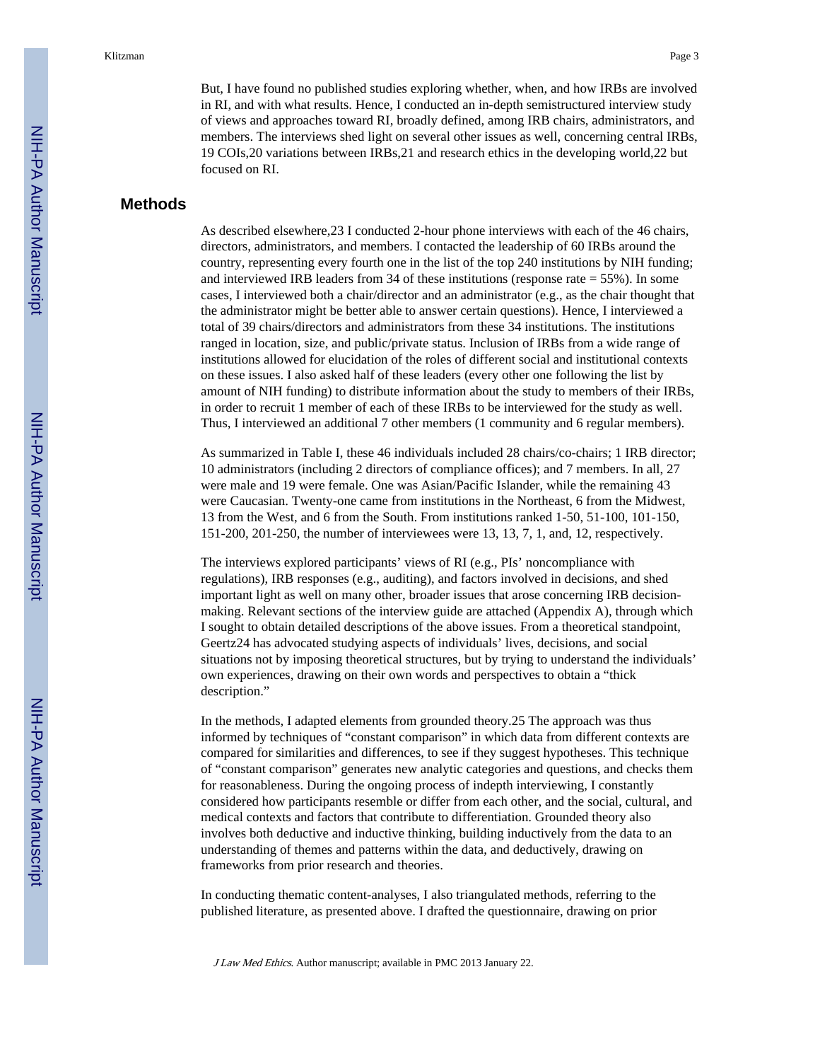But, I have found no published studies exploring whether, when, and how IRBs are involved in RI, and with what results. Hence, I conducted an in-depth semistructured interview study of views and approaches toward RI, broadly defined, among IRB chairs, administrators, and members. The interviews shed light on several other issues as well, concerning central IRBs,[19] COIs,[20] variations between IRBs,[21] and research ethics in the developing world,[22] but focused on RI.

## Methods

As described elsewhere,[23] I conducted 2-hour phone interviews with each of the 46 chairs, directors, administrators, and members. I contacted the leadership of 60 IRBs around the country, representing every fourth one in the list of the top 240 institutions by NIH funding; and interviewed IRB leaders from 34 of these institutions (response rate = 55%). In some cases, I interviewed both a chair/director and an administrator (e.g., as the chair thought that the administrator might be better able to answer certain questions). Hence, I interviewed a total of 39 chairs/directors and administrators from these 34 institutions. The institutions ranged in location, size, and public/private status. Inclusion of IRBs from a wide range of institutions allowed for elucidation of the roles of different social and institutional contexts on these issues. I also asked half of these leaders (every other one following the list by amount of NIH funding) to distribute information about the study to members of their IRBs, in order to recruit 1 member of each of these IRBs to be interviewed for the study as well. Thus, I interviewed an additional 7 other members (1 community and 6 regular members).

As summarized in Table I, these 46 individuals included 28 chairs/co-chairs; 1 IRB director; 10 administrators (including 2 directors of compliance offices); and 7 members. In all, 27 were male and 19 were female. One was Asian/Pacific Islander, while the remaining 43 were Caucasian. Twenty-one came from institutions in the Northeast, 6 from the Midwest, 13 from the West, and 6 from the South. From institutions ranked 1-50, 51-100, 101-150, 151-200, 201-250, the number of interviewees were 13, 13, 7, 1, and, 12, respectively.

The interviews explored participants' views of RI (e.g., PIs' noncompliance with regulations), IRB responses (e.g., auditing), and factors involved in decisions, and shed important light as well on many other, broader issues that arose concerning IRB decision-making. Relevant sections of the interview guide are attached (Appendix A), through which I sought to obtain detailed descriptions of the above issues. From a theoretical standpoint, Geertz[24] has advocated studying aspects of individuals' lives, decisions, and social situations not by imposing theoretical structures, but by trying to understand the individuals' own experiences, drawing on their own words and perspectives to obtain a "thick description."

In the methods, I adapted elements from grounded theory.[25] The approach was thus informed by techniques of "constant comparison" in which data from different contexts are compared for similarities and differences, to see if they suggest hypotheses. This technique of "constant comparison" generates new analytic categories and questions, and checks them for reasonableness. During the ongoing process of indepth interviewing, I constantly considered how participants resemble or differ from each other, and the social, cultural, and medical contexts and factors that contribute to differentiation. Grounded theory also involves both deductive and inductive thinking, building inductively from the data to an understanding of themes and patterns within the data, and deductively, drawing on frameworks from prior research and theories.

In conducting thematic content-analyses, I also triangulated methods, referring to the published literature, as presented above. I drafted the questionnaire, drawing on prior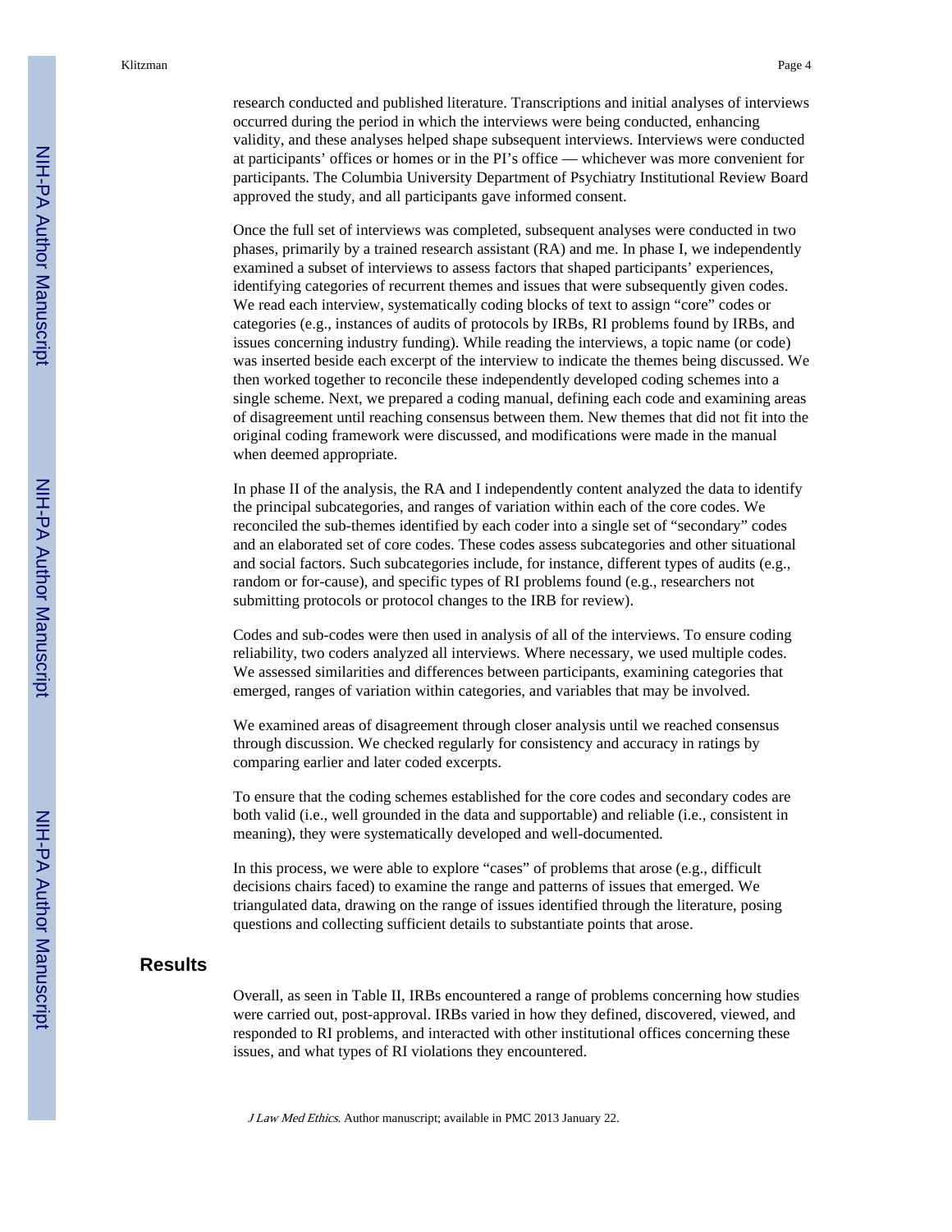research conducted and published literature. Transcriptions and initial analyses of interviews occurred during the period in which the interviews were being conducted, enhancing validity, and these analyses helped shape subsequent interviews. Interviews were conducted at participants' offices or homes or in the PI's office — whichever was more convenient for participants. The Columbia University Department of Psychiatry Institutional Review Board approved the study, and all participants gave informed consent.

Once the full set of interviews was completed, subsequent analyses were conducted in two phases, primarily by a trained research assistant (RA) and me. In phase I, we independently examined a subset of interviews to assess factors that shaped participants' experiences, identifying categories of recurrent themes and issues that were subsequently given codes. We read each interview, systematically coding blocks of text to assign "core" codes or categories (e.g., instances of audits of protocols by IRBs, RI problems found by IRBs, and issues concerning industry funding). While reading the interviews, a topic name (or code) was inserted beside each excerpt of the interview to indicate the themes being discussed. We then worked together to reconcile these independently developed coding schemes into a single scheme. Next, we prepared a coding manual, defining each code and examining areas of disagreement until reaching consensus between them. New themes that did not fit into the original coding framework were discussed, and modifications were made in the manual when deemed appropriate.

In phase II of the analysis, the RA and I independently content analyzed the data to identify the principal subcategories, and ranges of variation within each of the core codes. We reconciled the sub-themes identified by each coder into a single set of "secondary" codes and an elaborated set of core codes. These codes assess subcategories and other situational and social factors. Such subcategories include, for instance, different types of audits (e.g., random or for-cause), and specific types of RI problems found (e.g., researchers not submitting protocols or protocol changes to the IRB for review).

Codes and sub-codes were then used in analysis of all of the interviews. To ensure coding reliability, two coders analyzed all interviews. Where necessary, we used multiple codes. We assessed similarities and differences between participants, examining categories that emerged, ranges of variation within categories, and variables that may be involved.

We examined areas of disagreement through closer analysis until we reached consensus through discussion. We checked regularly for consistency and accuracy in ratings by comparing earlier and later coded excerpts.

To ensure that the coding schemes established for the core codes and secondary codes are both valid (i.e., well grounded in the data and supportable) and reliable (i.e., consistent in meaning), they were systematically developed and well-documented.

In this process, we were able to explore "cases" of problems that arose (e.g., difficult decisions chairs faced) to examine the range and patterns of issues that emerged. We triangulated data, drawing on the range of issues identified through the literature, posing questions and collecting sufficient details to substantiate points that arose.

## Results

Overall, as seen in Table II, IRBs encountered a range of problems concerning how studies were carried out, post-approval. IRBs varied in how they defined, discovered, viewed, and responded to RI problems, and interacted with other institutional offices concerning these issues, and what types of RI violations they encountered.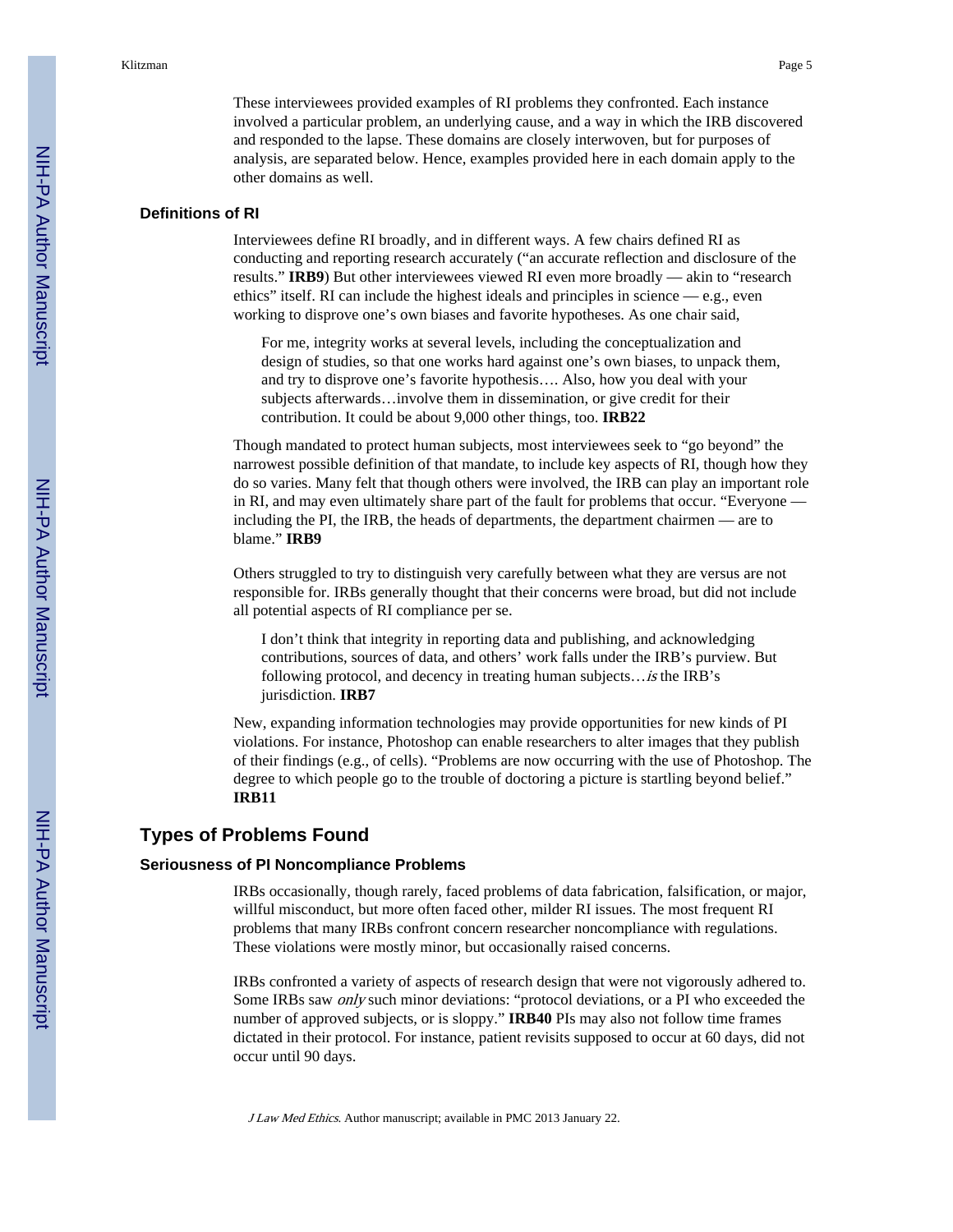These interviewees provided examples of RI problems they confronted. Each instance involved a particular problem, an underlying cause, and a way in which the IRB discovered and responded to the lapse. These domains are closely interwoven, but for purposes of analysis, are separated below. Hence, examples provided here in each domain apply to the other domains as well.

### Definitions of RI

Interviewees define RI broadly, and in different ways. A few chairs defined RI as conducting and reporting research accurately ("an accurate reflection and disclosure of the results." **IRB9**) But other interviewees viewed RI even more broadly — akin to "research ethics" itself. RI can include the highest ideals and principles in science — e.g., even working to disprove one's own biases and favorite hypotheses. As one chair said,

> For me, integrity works at several levels, including the conceptualization and design of studies, so that one works hard against one's own biases, to unpack them, and try to disprove one's favorite hypothesis…. Also, how you deal with your subjects afterwards…involve them in dissemination, or give credit for their contribution. It could be about 9,000 other things, too. **IRB22**

Though mandated to protect human subjects, most interviewees seek to "go beyond" the narrowest possible definition of that mandate, to include key aspects of RI, though how they do so varies. Many felt that though others were involved, the IRB can play an important role in RI, and may even ultimately share part of the fault for problems that occur. "Everyone — including the PI, the IRB, the heads of departments, the department chairmen — are to blame." **IRB9**

Others struggled to try to distinguish very carefully between what they are versus are not responsible for. IRBs generally thought that their concerns were broad, but did not include all potential aspects of RI compliance per se.

> I don't think that integrity in reporting data and publishing, and acknowledging contributions, sources of data, and others' work falls under the IRB's purview. But following protocol, and decency in treating human subjects…*is* the IRB's jurisdiction. **IRB7**

New, expanding information technologies may provide opportunities for new kinds of PI violations. For instance, Photoshop can enable researchers to alter images that they publish of their findings (e.g., of cells). "Problems are now occurring with the use of Photoshop. The degree to which people go to the trouble of doctoring a picture is startling beyond belief." **IRB11**

## Types of Problems Found

### Seriousness of PI Noncompliance Problems

IRBs occasionally, though rarely, faced problems of data fabrication, falsification, or major, willful misconduct, but more often faced other, milder RI issues. The most frequent RI problems that many IRBs confront concern researcher noncompliance with regulations. These violations were mostly minor, but occasionally raised concerns.

IRBs confronted a variety of aspects of research design that were not vigorously adhered to. Some IRBs saw *only* such minor deviations: "protocol deviations, or a PI who exceeded the number of approved subjects, or is sloppy." **IRB40** PIs may also not follow time frames dictated in their protocol. For instance, patient revisits supposed to occur at 60 days, did not occur until 90 days.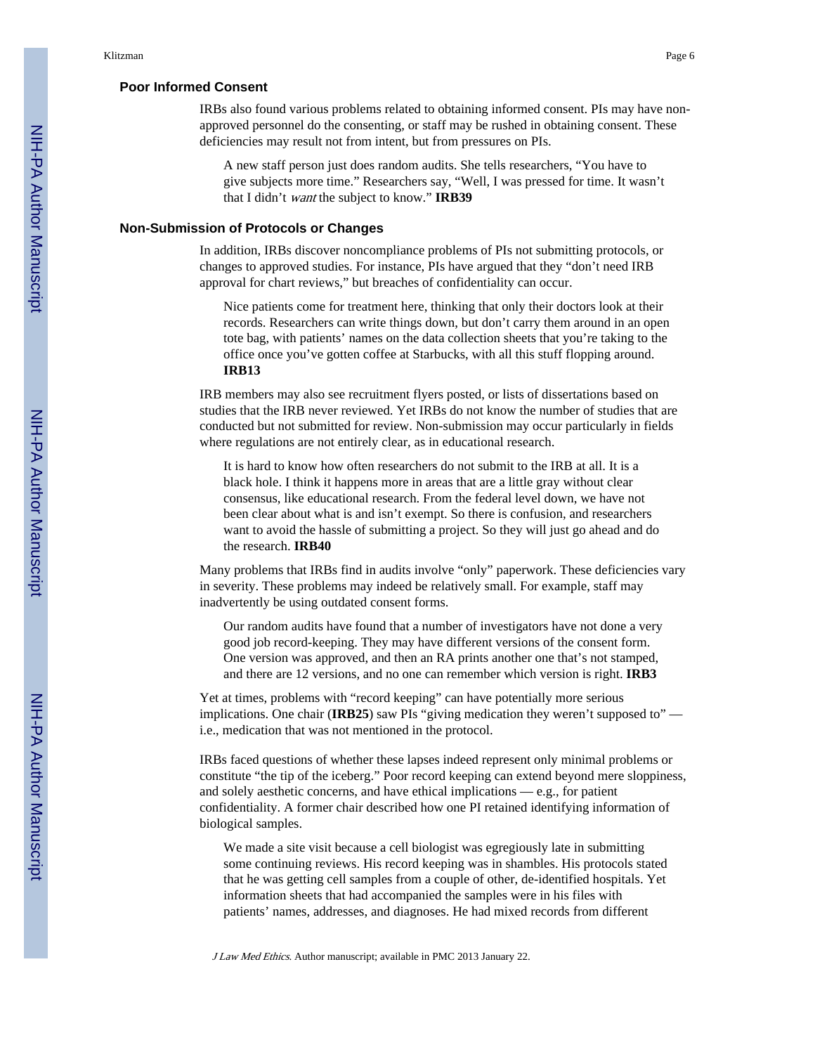### Poor Informed Consent

IRBs also found various problems related to obtaining informed consent. PIs may have non-approved personnel do the consenting, or staff may be rushed in obtaining consent. These deficiencies may result not from intent, but from pressures on PIs.

> A new staff person just does random audits. She tells researchers, "You have to give subjects more time." Researchers say, "Well, I was pressed for time. It wasn't that I didn't *want* the subject to know." **IRB39**

### Non-Submission of Protocols or Changes

In addition, IRBs discover noncompliance problems of PIs not submitting protocols, or changes to approved studies. For instance, PIs have argued that they "don't need IRB approval for chart reviews," but breaches of confidentiality can occur.

> Nice patients come for treatment here, thinking that only their doctors look at their records. Researchers can write things down, but don't carry them around in an open tote bag, with patients' names on the data collection sheets that you're taking to the office once you've gotten coffee at Starbucks, with all this stuff flopping around. **IRB13**

IRB members may also see recruitment flyers posted, or lists of dissertations based on studies that the IRB never reviewed. Yet IRBs do not know the number of studies that are conducted but not submitted for review. Non-submission may occur particularly in fields where regulations are not entirely clear, as in educational research.

> It is hard to know how often researchers do not submit to the IRB at all. It is a black hole. I think it happens more in areas that are a little gray without clear consensus, like educational research. From the federal level down, we have not been clear about what is and isn't exempt. So there is confusion, and researchers want to avoid the hassle of submitting a project. So they will just go ahead and do the research. **IRB40**

Many problems that IRBs find in audits involve "only" paperwork. These deficiencies vary in severity. These problems may indeed be relatively small. For example, staff may inadvertently be using outdated consent forms.

> Our random audits have found that a number of investigators have not done a very good job record-keeping. They may have different versions of the consent form. One version was approved, and then an RA prints another one that's not stamped, and there are 12 versions, and no one can remember which version is right. **IRB3**

Yet at times, problems with "record keeping" can have potentially more serious implications. One chair (**IRB25**) saw PIs "giving medication they weren't supposed to" — i.e., medication that was not mentioned in the protocol.

IRBs faced questions of whether these lapses indeed represent only minimal problems or constitute "the tip of the iceberg." Poor record keeping can extend beyond mere sloppiness, and solely aesthetic concerns, and have ethical implications — e.g., for patient confidentiality. A former chair described how one PI retained identifying information of biological samples.

> We made a site visit because a cell biologist was egregiously late in submitting some continuing reviews. His record keeping was in shambles. His protocols stated that he was getting cell samples from a couple of other, de-identified hospitals. Yet information sheets that had accompanied the samples were in his files with patients' names, addresses, and diagnoses. He had mixed records from different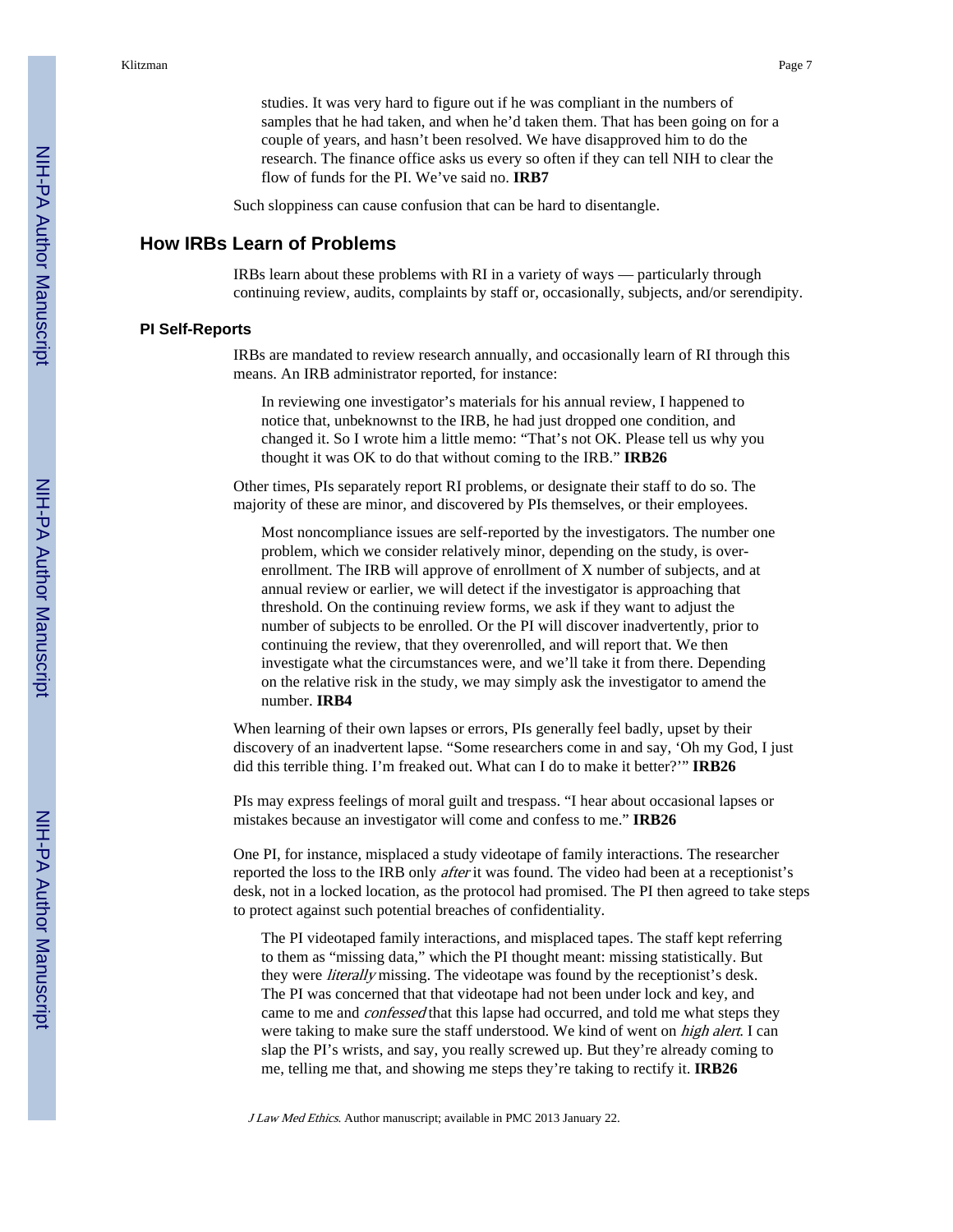> studies. It was very hard to figure out if he was compliant in the numbers of samples that he had taken, and when he'd taken them. That has been going on for a couple of years, and hasn't been resolved. We have disapproved him to do the research. The finance office asks us every so often if they can tell NIH to clear the flow of funds for the PI. We've said no. **IRB7**

Such sloppiness can cause confusion that can be hard to disentangle.

## How IRBs Learn of Problems

IRBs learn about these problems with RI in a variety of ways — particularly through continuing review, audits, complaints by staff or, occasionally, subjects, and/or serendipity.

### PI Self-Reports

IRBs are mandated to review research annually, and occasionally learn of RI through this means. An IRB administrator reported, for instance:

> In reviewing one investigator's materials for his annual review, I happened to notice that, unbeknownst to the IRB, he had just dropped one condition, and changed it. So I wrote him a little memo: "That's not OK. Please tell us why you thought it was OK to do that without coming to the IRB." **IRB26**

Other times, PIs separately report RI problems, or designate their staff to do so. The majority of these are minor, and discovered by PIs themselves, or their employees.

> Most noncompliance issues are self-reported by the investigators. The number one problem, which we consider relatively minor, depending on the study, is over-enrollment. The IRB will approve of enrollment of X number of subjects, and at annual review or earlier, we will detect if the investigator is approaching that threshold. On the continuing review forms, we ask if they want to adjust the number of subjects to be enrolled. Or the PI will discover inadvertently, prior to continuing the review, that they overenrolled, and will report that. We then investigate what the circumstances were, and we'll take it from there. Depending on the relative risk in the study, we may simply ask the investigator to amend the number. **IRB4**

When learning of their own lapses or errors, PIs generally feel badly, upset by their discovery of an inadvertent lapse. "Some researchers come in and say, 'Oh my God, I just did this terrible thing. I'm freaked out. What can I do to make it better?'" **IRB26**

PIs may express feelings of moral guilt and trespass. "I hear about occasional lapses or mistakes because an investigator will come and confess to me." **IRB26**

One PI, for instance, misplaced a study videotape of family interactions. The researcher reported the loss to the IRB only *after* it was found. The video had been at a receptionist's desk, not in a locked location, as the protocol had promised. The PI then agreed to take steps to protect against such potential breaches of confidentiality.

> The PI videotaped family interactions, and misplaced tapes. The staff kept referring to them as "missing data," which the PI thought meant: missing statistically. But they were *literally* missing. The videotape was found by the receptionist's desk. The PI was concerned that that videotape had not been under lock and key, and came to me and *confessed* that this lapse had occurred, and told me what steps they were taking to make sure the staff understood. We kind of went on *high alert*. I can slap the PI's wrists, and say, you really screwed up. But they're already coming to me, telling me that, and showing me steps they're taking to rectify it. **IRB26**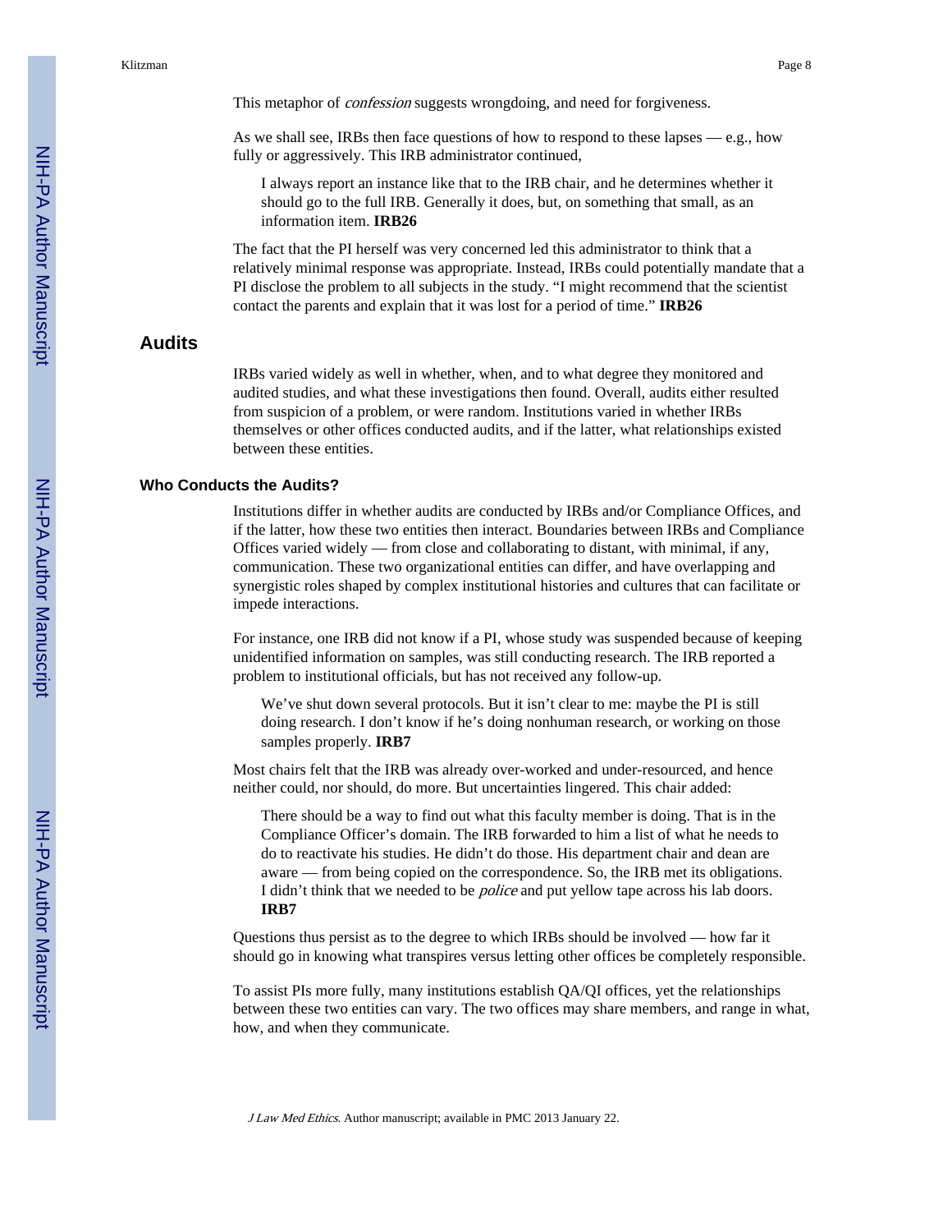This metaphor of *confession* suggests wrongdoing, and need for forgiveness.

As we shall see, IRBs then face questions of how to respond to these lapses — e.g., how fully or aggressively. This IRB administrator continued,

> I always report an instance like that to the IRB chair, and he determines whether it should go to the full IRB. Generally it does, but, on something that small, as an information item. **IRB26**

The fact that the PI herself was very concerned led this administrator to think that a relatively minimal response was appropriate. Instead, IRBs could potentially mandate that a PI disclose the problem to all subjects in the study. "I might recommend that the scientist contact the parents and explain that it was lost for a period of time." **IRB26**

## Audits

IRBs varied widely as well in whether, when, and to what degree they monitored and audited studies, and what these investigations then found. Overall, audits either resulted from suspicion of a problem, or were random. Institutions varied in whether IRBs themselves or other offices conducted audits, and if the latter, what relationships existed between these entities.

### Who Conducts the Audits?

Institutions differ in whether audits are conducted by IRBs and/or Compliance Offices, and if the latter, how these two entities then interact. Boundaries between IRBs and Compliance Offices varied widely — from close and collaborating to distant, with minimal, if any, communication. These two organizational entities can differ, and have overlapping and synergistic roles shaped by complex institutional histories and cultures that can facilitate or impede interactions.

For instance, one IRB did not know if a PI, whose study was suspended because of keeping unidentified information on samples, was still conducting research. The IRB reported a problem to institutional officials, but has not received any follow-up.

> We've shut down several protocols. But it isn't clear to me: maybe the PI is still doing research. I don't know if he's doing nonhuman research, or working on those samples properly. **IRB7**

Most chairs felt that the IRB was already over-worked and under-resourced, and hence neither could, nor should, do more. But uncertainties lingered. This chair added:

> There should be a way to find out what this faculty member is doing. That is in the Compliance Officer's domain. The IRB forwarded to him a list of what he needs to do to reactivate his studies. He didn't do those. His department chair and dean are aware — from being copied on the correspondence. So, the IRB met its obligations. I didn't think that we needed to be *police* and put yellow tape across his lab doors. **IRB7**

Questions thus persist as to the degree to which IRBs should be involved — how far it should go in knowing what transpires versus letting other offices be completely responsible.

To assist PIs more fully, many institutions establish QA/QI offices, yet the relationships between these two entities can vary. The two offices may share members, and range in what, how, and when they communicate.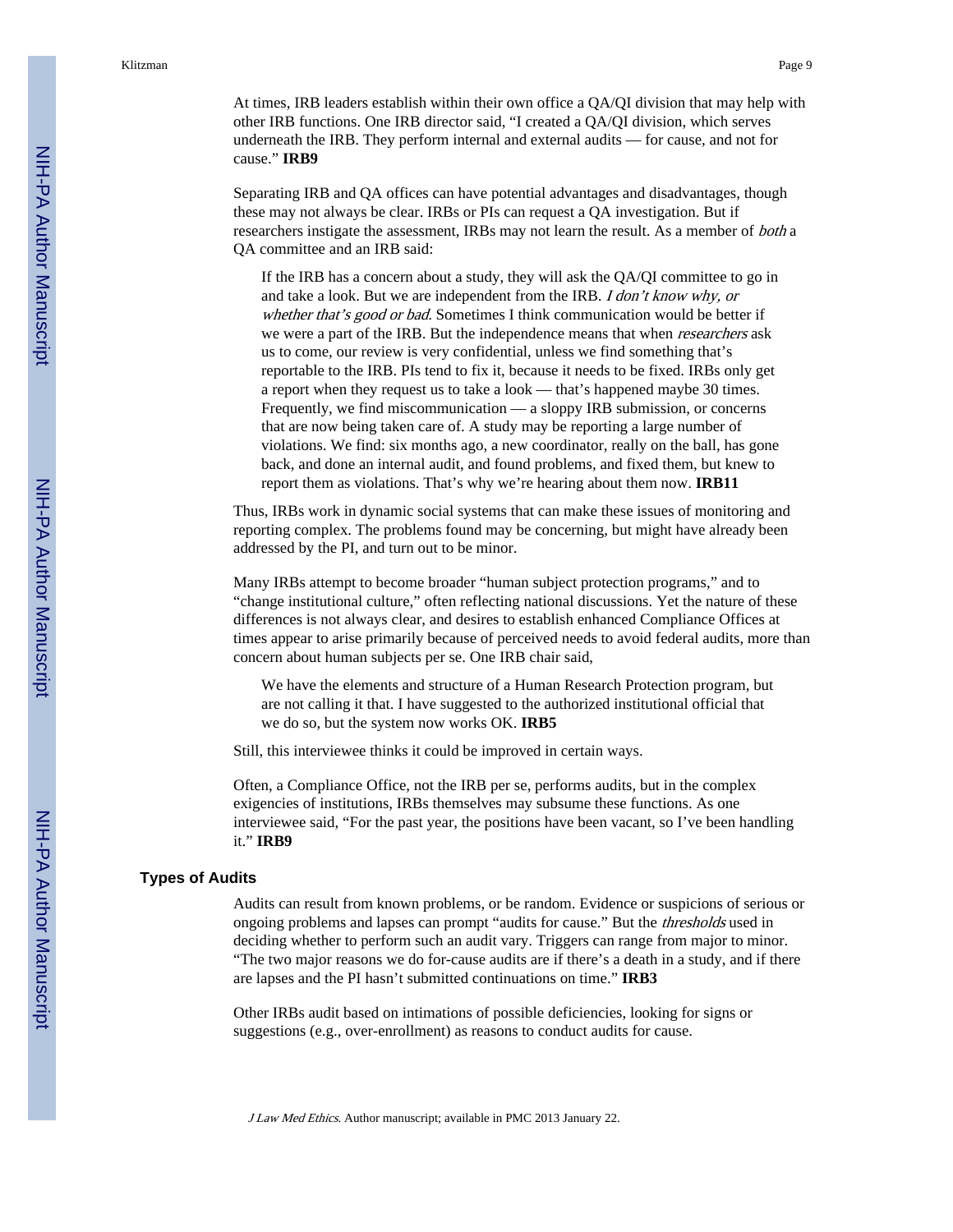At times, IRB leaders establish within their own office a QA/QI division that may help with other IRB functions. One IRB director said, "I created a QA/QI division, which serves underneath the IRB. They perform internal and external audits — for cause, and not for cause." **IRB9**

Separating IRB and QA offices can have potential advantages and disadvantages, though these may not always be clear. IRBs or PIs can request a QA investigation. But if researchers instigate the assessment, IRBs may not learn the result. As a member of *both* a QA committee and an IRB said:

> If the IRB has a concern about a study, they will ask the QA/QI committee to go in and take a look. But we are independent from the IRB. *I don't know why, or whether that's good or bad*. Sometimes I think communication would be better if we were a part of the IRB. But the independence means that when *researchers* ask us to come, our review is very confidential, unless we find something that's reportable to the IRB. PIs tend to fix it, because it needs to be fixed. IRBs only get a report when they request us to take a look — that's happened maybe 30 times. Frequently, we find miscommunication — a sloppy IRB submission, or concerns that are now being taken care of. A study may be reporting a large number of violations. We find: six months ago, a new coordinator, really on the ball, has gone back, and done an internal audit, and found problems, and fixed them, but knew to report them as violations. That's why we're hearing about them now. **IRB11**

Thus, IRBs work in dynamic social systems that can make these issues of monitoring and reporting complex. The problems found may be concerning, but might have already been addressed by the PI, and turn out to be minor.

Many IRBs attempt to become broader "human subject protection programs," and to "change institutional culture," often reflecting national discussions. Yet the nature of these differences is not always clear, and desires to establish enhanced Compliance Offices at times appear to arise primarily because of perceived needs to avoid federal audits, more than concern about human subjects per se. One IRB chair said,

> We have the elements and structure of a Human Research Protection program, but are not calling it that. I have suggested to the authorized institutional official that we do so, but the system now works OK. **IRB5**

Still, this interviewee thinks it could be improved in certain ways.

Often, a Compliance Office, not the IRB per se, performs audits, but in the complex exigencies of institutions, IRBs themselves may subsume these functions. As one interviewee said, "For the past year, the positions have been vacant, so I've been handling it." **IRB9**

## Types of Audits

Audits can result from known problems, or be random. Evidence or suspicions of serious or ongoing problems and lapses can prompt "audits for cause." But the *thresholds* used in deciding whether to perform such an audit vary. Triggers can range from major to minor. "The two major reasons we do for-cause audits are if there's a death in a study, and if there are lapses and the PI hasn't submitted continuations on time." **IRB3**

Other IRBs audit based on intimations of possible deficiencies, looking for signs or suggestions (e.g., over-enrollment) as reasons to conduct audits for cause.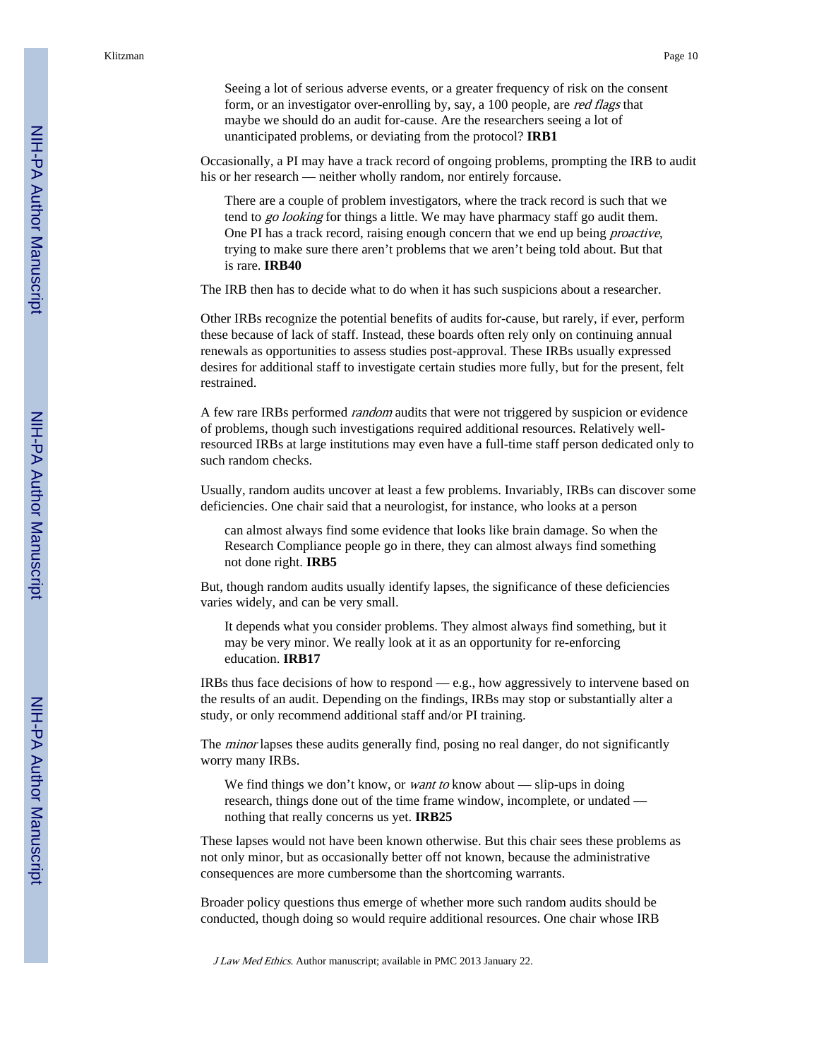> Seeing a lot of serious adverse events, or a greater frequency of risk on the consent form, or an investigator over-enrolling by, say, a 100 people, are *red flags* that maybe we should do an audit for-cause. Are the researchers seeing a lot of unanticipated problems, or deviating from the protocol? **IRB1**

Occasionally, a PI may have a track record of ongoing problems, prompting the IRB to audit his or her research — neither wholly random, nor entirely forcause.

> There are a couple of problem investigators, where the track record is such that we tend to *go looking* for things a little. We may have pharmacy staff go audit them. One PI has a track record, raising enough concern that we end up being *proactive*, trying to make sure there aren't problems that we aren't being told about. But that is rare. **IRB40**

The IRB then has to decide what to do when it has such suspicions about a researcher.

Other IRBs recognize the potential benefits of audits for-cause, but rarely, if ever, perform these because of lack of staff. Instead, these boards often rely only on continuing annual renewals as opportunities to assess studies post-approval. These IRBs usually expressed desires for additional staff to investigate certain studies more fully, but for the present, felt restrained.

A few rare IRBs performed *random* audits that were not triggered by suspicion or evidence of problems, though such investigations required additional resources. Relatively well-resourced IRBs at large institutions may even have a full-time staff person dedicated only to such random checks.

Usually, random audits uncover at least a few problems. Invariably, IRBs can discover some deficiencies. One chair said that a neurologist, for instance, who looks at a person

> can almost always find some evidence that looks like brain damage. So when the Research Compliance people go in there, they can almost always find something not done right. **IRB5**

But, though random audits usually identify lapses, the significance of these deficiencies varies widely, and can be very small.

> It depends what you consider problems. They almost always find something, but it may be very minor. We really look at it as an opportunity for re-enforcing education. **IRB17**

IRBs thus face decisions of how to respond — e.g., how aggressively to intervene based on the results of an audit. Depending on the findings, IRBs may stop or substantially alter a study, or only recommend additional staff and/or PI training.

The *minor* lapses these audits generally find, posing no real danger, do not significantly worry many IRBs.

> We find things we don't know, or *want to* know about — slip-ups in doing research, things done out of the time frame window, incomplete, or undated — nothing that really concerns us yet. **IRB25**

These lapses would not have been known otherwise. But this chair sees these problems as not only minor, but as occasionally better off not known, because the administrative consequences are more cumbersome than the shortcoming warrants.

Broader policy questions thus emerge of whether more such random audits should be conducted, though doing so would require additional resources. One chair whose IRB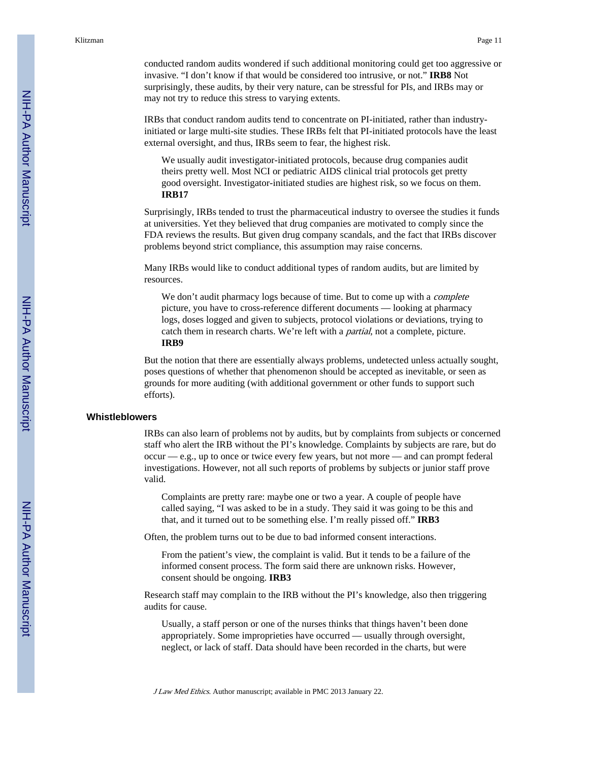conducted random audits wondered if such additional monitoring could get too aggressive or invasive. "I don't know if that would be considered too intrusive, or not." **IRB8** Not surprisingly, these audits, by their very nature, can be stressful for PIs, and IRBs may or may not try to reduce this stress to varying extents.

IRBs that conduct random audits tend to concentrate on PI-initiated, rather than industry-initiated or large multi-site studies. These IRBs felt that PI-initiated protocols have the least external oversight, and thus, IRBs seem to fear, the highest risk.

> We usually audit investigator-initiated protocols, because drug companies audit theirs pretty well. Most NCI or pediatric AIDS clinical trial protocols get pretty good oversight. Investigator-initiated studies are highest risk, so we focus on them. **IRB17**

Surprisingly, IRBs tended to trust the pharmaceutical industry to oversee the studies it funds at universities. Yet they believed that drug companies are motivated to comply since the FDA reviews the results. But given drug company scandals, and the fact that IRBs discover problems beyond strict compliance, this assumption may raise concerns.

Many IRBs would like to conduct additional types of random audits, but are limited by resources.

> We don't audit pharmacy logs because of time. But to come up with a *complete* picture, you have to cross-reference different documents — looking at pharmacy logs, doses logged and given to subjects, protocol violations or deviations, trying to catch them in research charts. We're left with a *partial*, not a complete, picture. **IRB9**

But the notion that there are essentially always problems, undetected unless actually sought, poses questions of whether that phenomenon should be accepted as inevitable, or seen as grounds for more auditing (with additional government or other funds to support such efforts).

### Whistleblowers

IRBs can also learn of problems not by audits, but by complaints from subjects or concerned staff who alert the IRB without the PI's knowledge. Complaints by subjects are rare, but do occur — e.g., up to once or twice every few years, but not more — and can prompt federal investigations. However, not all such reports of problems by subjects or junior staff prove valid.

> Complaints are pretty rare: maybe one or two a year. A couple of people have called saying, "I was asked to be in a study. They said it was going to be this and that, and it turned out to be something else. I'm really pissed off." **IRB3**

Often, the problem turns out to be due to bad informed consent interactions.

> From the patient's view, the complaint is valid. But it tends to be a failure of the informed consent process. The form said there are unknown risks. However, consent should be ongoing. **IRB3**

Research staff may complain to the IRB without the PI's knowledge, also then triggering audits for cause.

> Usually, a staff person or one of the nurses thinks that things haven't been done appropriately. Some improprieties have occurred — usually through oversight, neglect, or lack of staff. Data should have been recorded in the charts, but were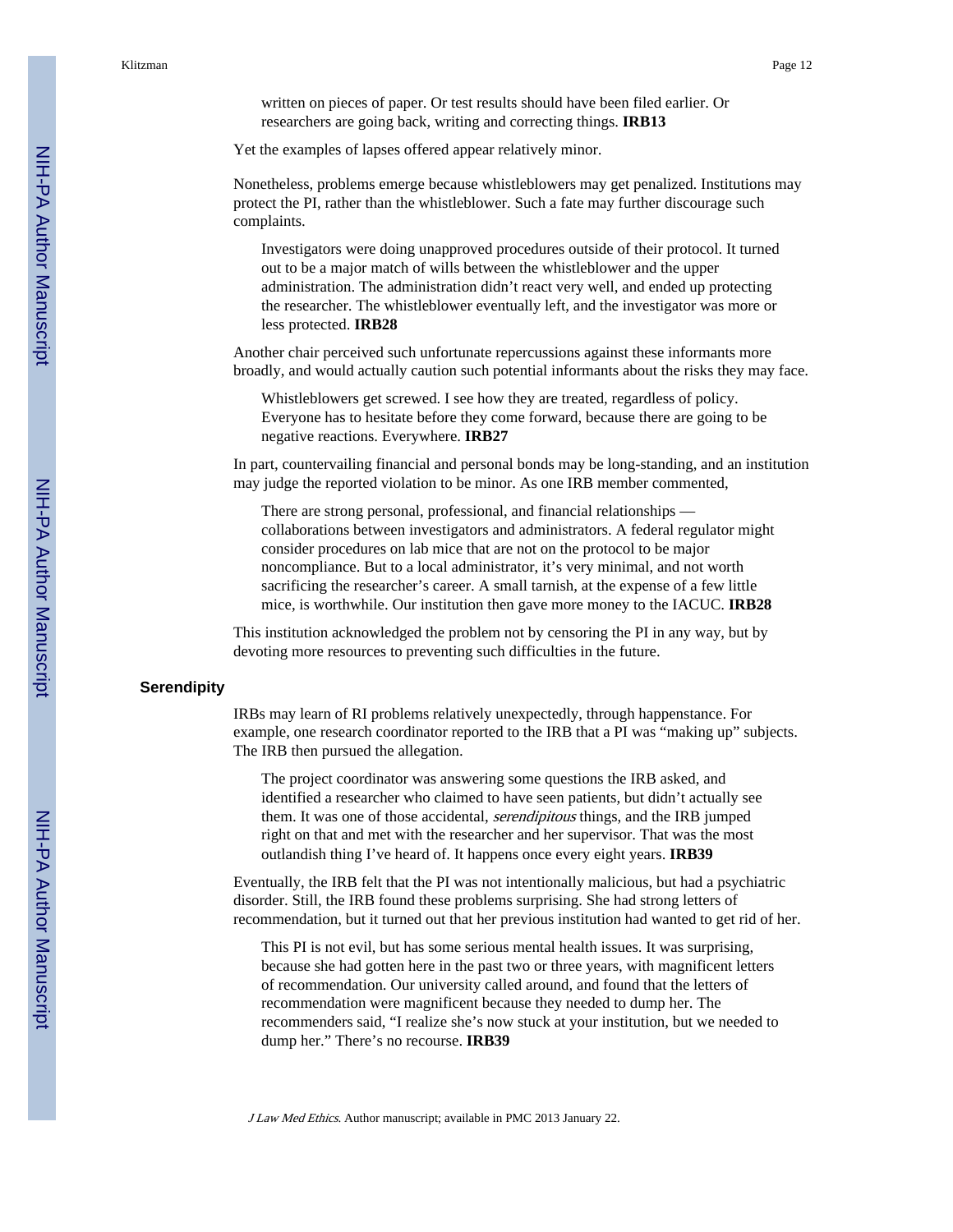> written on pieces of paper. Or test results should have been filed earlier. Or researchers are going back, writing and correcting things. **IRB13**

Yet the examples of lapses offered appear relatively minor.

Nonetheless, problems emerge because whistleblowers may get penalized. Institutions may protect the PI, rather than the whistleblower. Such a fate may further discourage such complaints.

> Investigators were doing unapproved procedures outside of their protocol. It turned out to be a major match of wills between the whistleblower and the upper administration. The administration didn't react very well, and ended up protecting the researcher. The whistleblower eventually left, and the investigator was more or less protected. **IRB28**

Another chair perceived such unfortunate repercussions against these informants more broadly, and would actually caution such potential informants about the risks they may face.

> Whistleblowers get screwed. I see how they are treated, regardless of policy. Everyone has to hesitate before they come forward, because there are going to be negative reactions. Everywhere. **IRB27**

In part, countervailing financial and personal bonds may be long-standing, and an institution may judge the reported violation to be minor. As one IRB member commented,

> There are strong personal, professional, and financial relationships — collaborations between investigators and administrators. A federal regulator might consider procedures on lab mice that are not on the protocol to be major noncompliance. But to a local administrator, it's very minimal, and not worth sacrificing the researcher's career. A small tarnish, at the expense of a few little mice, is worthwhile. Our institution then gave more money to the IACUC. **IRB28**

This institution acknowledged the problem not by censoring the PI in any way, but by devoting more resources to preventing such difficulties in the future.

## Serendipity

IRBs may learn of RI problems relatively unexpectedly, through happenstance. For example, one research coordinator reported to the IRB that a PI was "making up" subjects. The IRB then pursued the allegation.

> The project coordinator was answering some questions the IRB asked, and identified a researcher who claimed to have seen patients, but didn't actually see them. It was one of those accidental, *serendipitous* things, and the IRB jumped right on that and met with the researcher and her supervisor. That was the most outlandish thing I've heard of. It happens once every eight years. **IRB39**

Eventually, the IRB felt that the PI was not intentionally malicious, but had a psychiatric disorder. Still, the IRB found these problems surprising. She had strong letters of recommendation, but it turned out that her previous institution had wanted to get rid of her.

> This PI is not evil, but has some serious mental health issues. It was surprising, because she had gotten here in the past two or three years, with magnificent letters of recommendation. Our university called around, and found that the letters of recommendation were magnificent because they needed to dump her. The recommenders said, "I realize she's now stuck at your institution, but we needed to dump her." There's no recourse. **IRB39**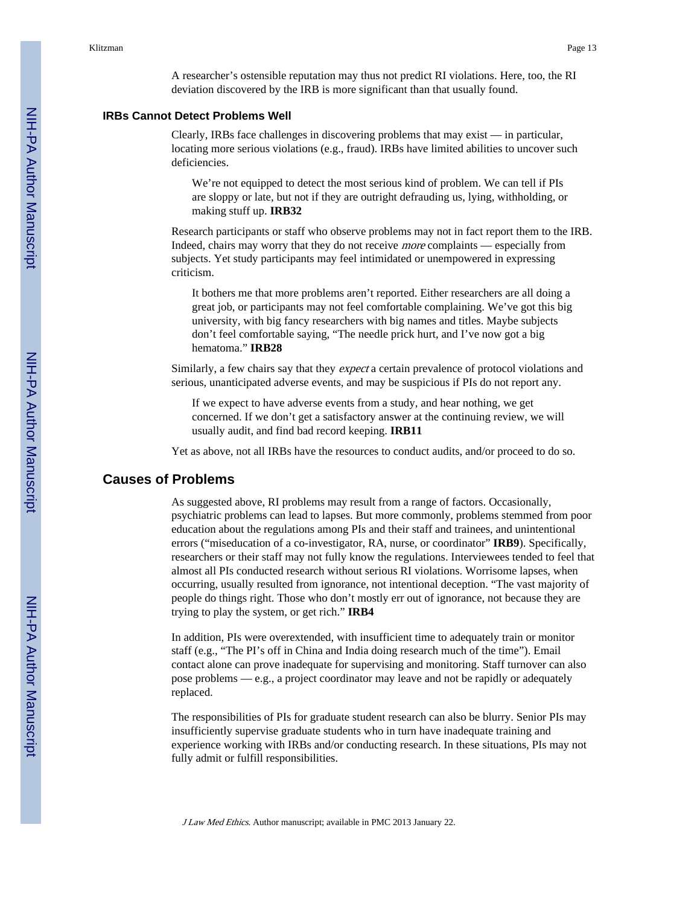A researcher's ostensible reputation may thus not predict RI violations. Here, too, the RI deviation discovered by the IRB is more significant than that usually found.

### IRBs Cannot Detect Problems Well

Clearly, IRBs face challenges in discovering problems that may exist — in particular, locating more serious violations (e.g., fraud). IRBs have limited abilities to uncover such deficiencies.

> We're not equipped to detect the most serious kind of problem. We can tell if PIs are sloppy or late, but not if they are outright defrauding us, lying, withholding, or making stuff up. **IRB32**

Research participants or staff who observe problems may not in fact report them to the IRB. Indeed, chairs may worry that they do not receive *more* complaints — especially from subjects. Yet study participants may feel intimidated or unempowered in expressing criticism.

> It bothers me that more problems aren't reported. Either researchers are all doing a great job, or participants may not feel comfortable complaining. We've got this big university, with big fancy researchers with big names and titles. Maybe subjects don't feel comfortable saying, "The needle prick hurt, and I've now got a big hematoma." **IRB28**

Similarly, a few chairs say that they *expect* a certain prevalence of protocol violations and serious, unanticipated adverse events, and may be suspicious if PIs do not report any.

> If we expect to have adverse events from a study, and hear nothing, we get concerned. If we don't get a satisfactory answer at the continuing review, we will usually audit, and find bad record keeping. **IRB11**

Yet as above, not all IRBs have the resources to conduct audits, and/or proceed to do so.

## Causes of Problems

As suggested above, RI problems may result from a range of factors. Occasionally, psychiatric problems can lead to lapses. But more commonly, problems stemmed from poor education about the regulations among PIs and their staff and trainees, and unintentional errors ("miseducation of a co-investigator, RA, nurse, or coordinator" **IRB9**). Specifically, researchers or their staff may not fully know the regulations. Interviewees tended to feel that almost all PIs conducted research without serious RI violations. Worrisome lapses, when occurring, usually resulted from ignorance, not intentional deception. "The vast majority of people do things right. Those who don't mostly err out of ignorance, not because they are trying to play the system, or get rich." **IRB4**

In addition, PIs were overextended, with insufficient time to adequately train or monitor staff (e.g., "The PI's off in China and India doing research much of the time"). Email contact alone can prove inadequate for supervising and monitoring. Staff turnover can also pose problems — e.g., a project coordinator may leave and not be rapidly or adequately replaced.

The responsibilities of PIs for graduate student research can also be blurry. Senior PIs may insufficiently supervise graduate students who in turn have inadequate training and experience working with IRBs and/or conducting research. In these situations, PIs may not fully admit or fulfill responsibilities.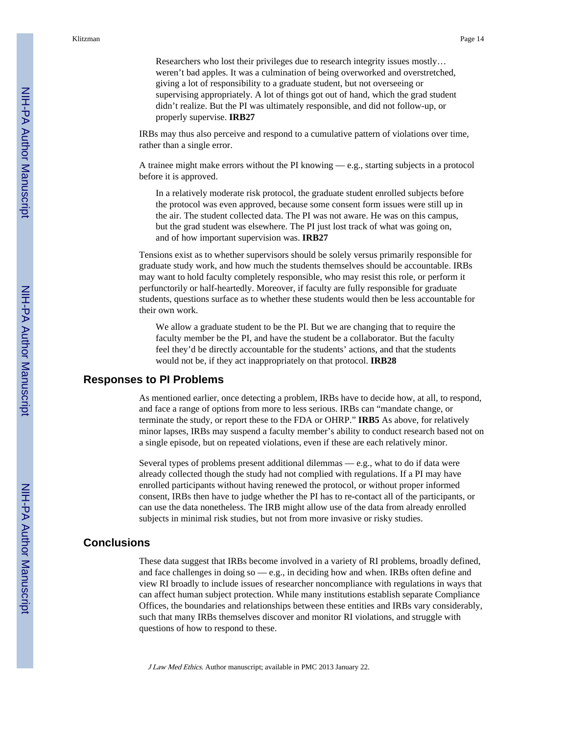> Researchers who lost their privileges due to research integrity issues mostly… weren't bad apples. It was a culmination of being overworked and overstretched, giving a lot of responsibility to a graduate student, but not overseeing or supervising appropriately. A lot of things got out of hand, which the grad student didn't realize. But the PI was ultimately responsible, and did not follow-up, or properly supervise. **IRB27**

IRBs may thus also perceive and respond to a cumulative pattern of violations over time, rather than a single error.

A trainee might make errors without the PI knowing — e.g., starting subjects in a protocol before it is approved.

> In a relatively moderate risk protocol, the graduate student enrolled subjects before the protocol was even approved, because some consent form issues were still up in the air. The student collected data. The PI was not aware. He was on this campus, but the grad student was elsewhere. The PI just lost track of what was going on, and of how important supervision was. **IRB27**

Tensions exist as to whether supervisors should be solely versus primarily responsible for graduate study work, and how much the students themselves should be accountable. IRBs may want to hold faculty completely responsible, who may resist this role, or perform it perfunctorily or half-heartedly. Moreover, if faculty are fully responsible for graduate students, questions surface as to whether these students would then be less accountable for their own work.

> We allow a graduate student to be the PI. But we are changing that to require the faculty member be the PI, and have the student be a collaborator. But the faculty feel they'd be directly accountable for the students' actions, and that the students would not be, if they act inappropriately on that protocol. **IRB28**

## Responses to PI Problems

As mentioned earlier, once detecting a problem, IRBs have to decide how, at all, to respond, and face a range of options from more to less serious. IRBs can "mandate change, or terminate the study, or report these to the FDA or OHRP." **IRB5** As above, for relatively minor lapses, IRBs may suspend a faculty member's ability to conduct research based not on a single episode, but on repeated violations, even if these are each relatively minor.

Several types of problems present additional dilemmas — e.g., what to do if data were already collected though the study had not complied with regulations. If a PI may have enrolled participants without having renewed the protocol, or without proper informed consent, IRBs then have to judge whether the PI has to re-contact all of the participants, or can use the data nonetheless. The IRB might allow use of the data from already enrolled subjects in minimal risk studies, but not from more invasive or risky studies.

## Conclusions

These data suggest that IRBs become involved in a variety of RI problems, broadly defined, and face challenges in doing so — e.g., in deciding how and when. IRBs often define and view RI broadly to include issues of researcher noncompliance with regulations in ways that can affect human subject protection. While many institutions establish separate Compliance Offices, the boundaries and relationships between these entities and IRBs vary considerably, such that many IRBs themselves discover and monitor RI violations, and struggle with questions of how to respond to these.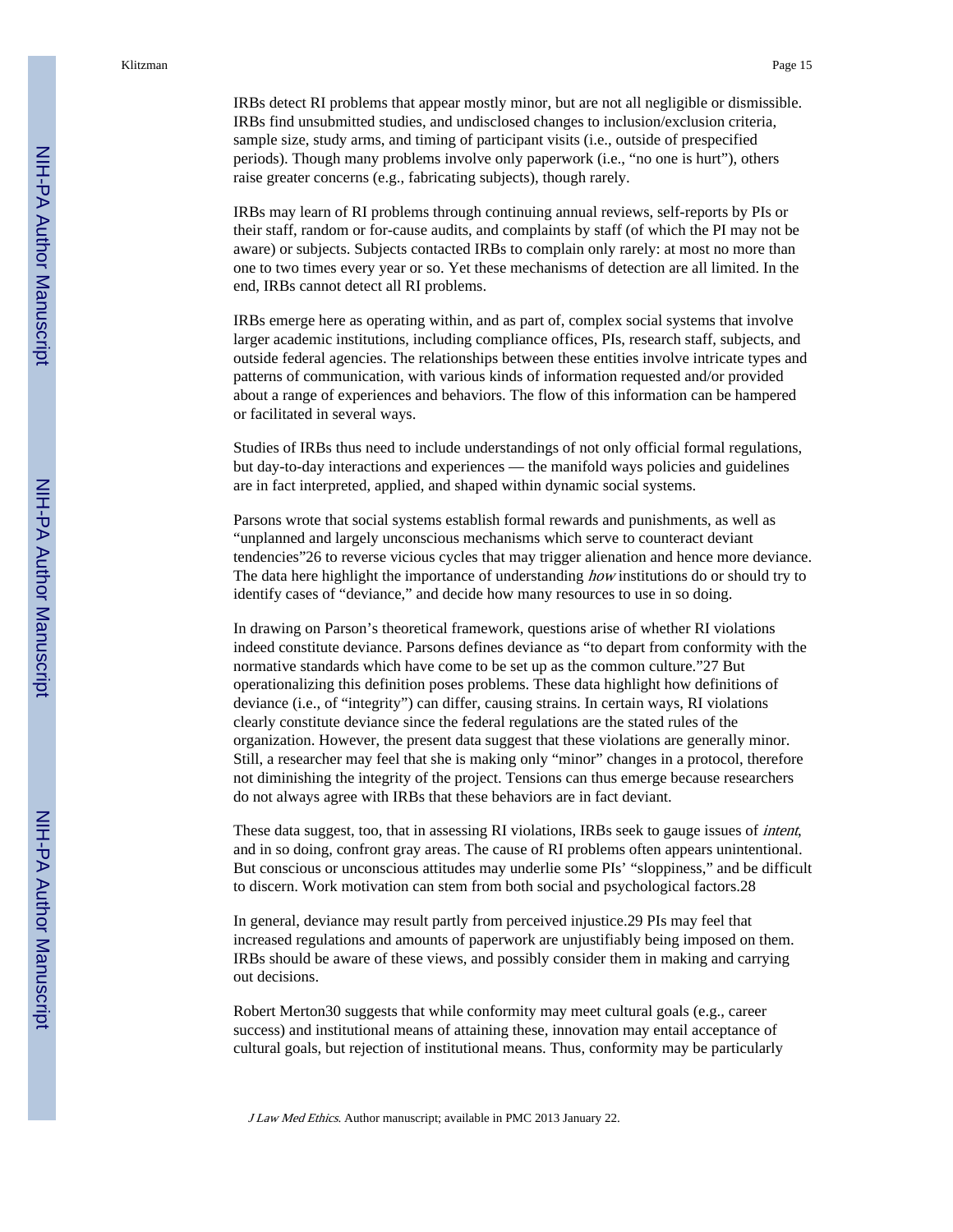IRBs detect RI problems that appear mostly minor, but are not all negligible or dismissible. IRBs find unsubmitted studies, and undisclosed changes to inclusion/exclusion criteria, sample size, study arms, and timing of participant visits (i.e., outside of prespecified periods). Though many problems involve only paperwork (i.e., "no one is hurt"), others raise greater concerns (e.g., fabricating subjects), though rarely.

IRBs may learn of RI problems through continuing annual reviews, self-reports by PIs or their staff, random or for-cause audits, and complaints by staff (of which the PI may not be aware) or subjects. Subjects contacted IRBs to complain only rarely: at most no more than one to two times every year or so. Yet these mechanisms of detection are all limited. In the end, IRBs cannot detect all RI problems.

IRBs emerge here as operating within, and as part of, complex social systems that involve larger academic institutions, including compliance offices, PIs, research staff, subjects, and outside federal agencies. The relationships between these entities involve intricate types and patterns of communication, with various kinds of information requested and/or provided about a range of experiences and behaviors. The flow of this information can be hampered or facilitated in several ways.

Studies of IRBs thus need to include understandings of not only official formal regulations, but day-to-day interactions and experiences — the manifold ways policies and guidelines are in fact interpreted, applied, and shaped within dynamic social systems.

Parsons wrote that social systems establish formal rewards and punishments, as well as "unplanned and largely unconscious mechanisms which serve to counteract deviant tendencies"[26] to reverse vicious cycles that may trigger alienation and hence more deviance. The data here highlight the importance of understanding *how* institutions do or should try to identify cases of "deviance," and decide how many resources to use in so doing.

In drawing on Parson's theoretical framework, questions arise of whether RI violations indeed constitute deviance. Parsons defines deviance as "to depart from conformity with the normative standards which have come to be set up as the common culture."[27] But operationalizing this definition poses problems. These data highlight how definitions of deviance (i.e., of "integrity") can differ, causing strains. In certain ways, RI violations clearly constitute deviance since the federal regulations are the stated rules of the organization. However, the present data suggest that these violations are generally minor. Still, a researcher may feel that she is making only "minor" changes in a protocol, therefore not diminishing the integrity of the project. Tensions can thus emerge because researchers do not always agree with IRBs that these behaviors are in fact deviant.

These data suggest, too, that in assessing RI violations, IRBs seek to gauge issues of *intent*, and in so doing, confront gray areas. The cause of RI problems often appears unintentional. But conscious or unconscious attitudes may underlie some PIs' "sloppiness," and be difficult to discern. Work motivation can stem from both social and psychological factors.[28]

In general, deviance may result partly from perceived injustice.[29] PIs may feel that increased regulations and amounts of paperwork are unjustifiably being imposed on them. IRBs should be aware of these views, and possibly consider them in making and carrying out decisions.

Robert Merton[30] suggests that while conformity may meet cultural goals (e.g., career success) and institutional means of attaining these, innovation may entail acceptance of cultural goals, but rejection of institutional means. Thus, conformity may be particularly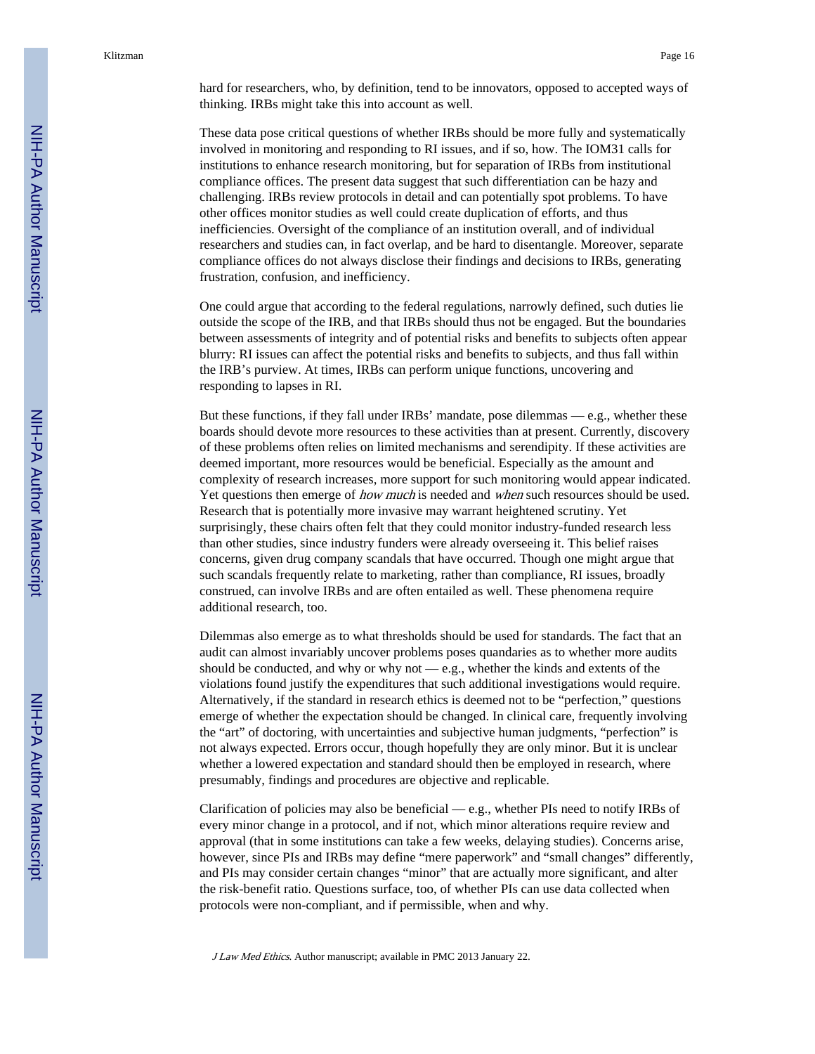hard for researchers, who, by definition, tend to be innovators, opposed to accepted ways of thinking. IRBs might take this into account as well.

These data pose critical questions of whether IRBs should be more fully and systematically involved in monitoring and responding to RI issues, and if so, how. The IOM31 calls for institutions to enhance research monitoring, but for separation of IRBs from institutional compliance offices. The present data suggest that such differentiation can be hazy and challenging. IRBs review protocols in detail and can potentially spot problems. To have other offices monitor studies as well could create duplication of efforts, and thus inefficiencies. Oversight of the compliance of an institution overall, and of individual researchers and studies can, in fact overlap, and be hard to disentangle. Moreover, separate compliance offices do not always disclose their findings and decisions to IRBs, generating frustration, confusion, and inefficiency.

One could argue that according to the federal regulations, narrowly defined, such duties lie outside the scope of the IRB, and that IRBs should thus not be engaged. But the boundaries between assessments of integrity and of potential risks and benefits to subjects often appear blurry: RI issues can affect the potential risks and benefits to subjects, and thus fall within the IRB's purview. At times, IRBs can perform unique functions, uncovering and responding to lapses in RI.

But these functions, if they fall under IRBs' mandate, pose dilemmas — e.g., whether these boards should devote more resources to these activities than at present. Currently, discovery of these problems often relies on limited mechanisms and serendipity. If these activities are deemed important, more resources would be beneficial. Especially as the amount and complexity of research increases, more support for such monitoring would appear indicated. Yet questions then emerge of *how much* is needed and *when* such resources should be used. Research that is potentially more invasive may warrant heightened scrutiny. Yet surprisingly, these chairs often felt that they could monitor industry-funded research less than other studies, since industry funders were already overseeing it. This belief raises concerns, given drug company scandals that have occurred. Though one might argue that such scandals frequently relate to marketing, rather than compliance, RI issues, broadly construed, can involve IRBs and are often entailed as well. These phenomena require additional research, too.

Dilemmas also emerge as to what thresholds should be used for standards. The fact that an audit can almost invariably uncover problems poses quandaries as to whether more audits should be conducted, and why or why not — e.g., whether the kinds and extents of the violations found justify the expenditures that such additional investigations would require. Alternatively, if the standard in research ethics is deemed not to be "perfection," questions emerge of whether the expectation should be changed. In clinical care, frequently involving the "art" of doctoring, with uncertainties and subjective human judgments, "perfection" is not always expected. Errors occur, though hopefully they are only minor. But it is unclear whether a lowered expectation and standard should then be employed in research, where presumably, findings and procedures are objective and replicable.

Clarification of policies may also be beneficial — e.g., whether PIs need to notify IRBs of every minor change in a protocol, and if not, which minor alterations require review and approval (that in some institutions can take a few weeks, delaying studies). Concerns arise, however, since PIs and IRBs may define "mere paperwork" and "small changes" differently, and PIs may consider certain changes "minor" that are actually more significant, and alter the risk-benefit ratio. Questions surface, too, of whether PIs can use data collected when protocols were non-compliant, and if permissible, when and why.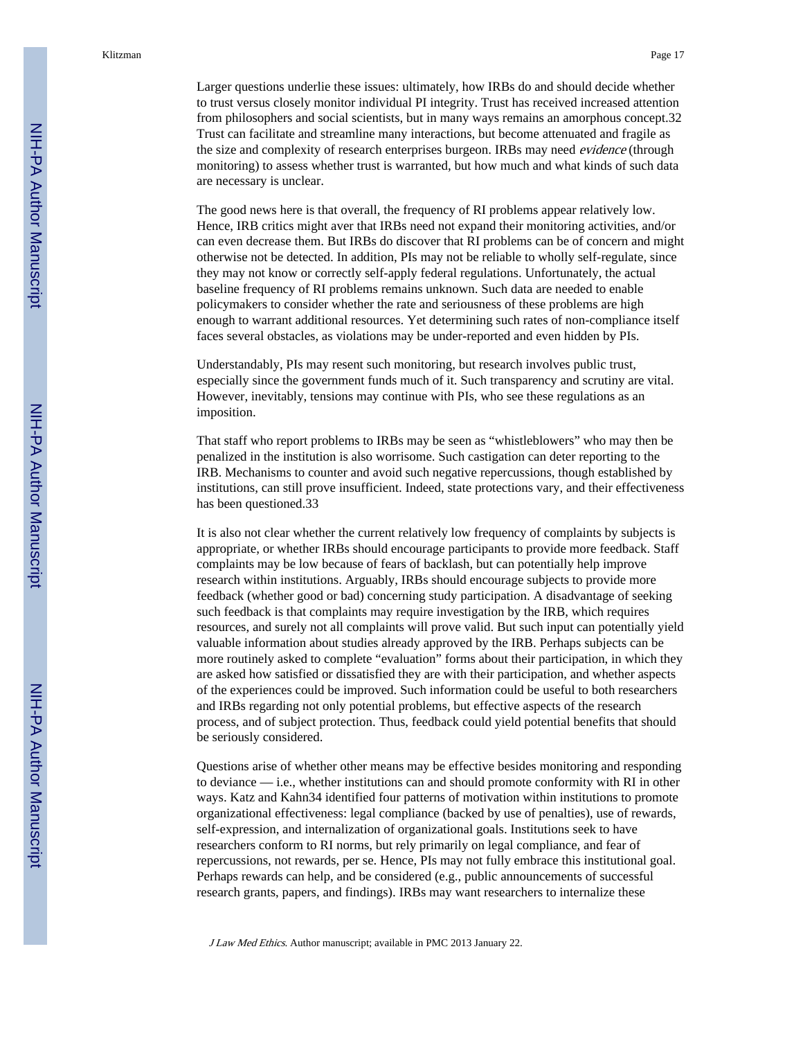Larger questions underlie these issues: ultimately, how IRBs do and should decide whether to trust versus closely monitor individual PI integrity. Trust has received increased attention from philosophers and social scientists, but in many ways remains an amorphous concept.[32] Trust can facilitate and streamline many interactions, but become attenuated and fragile as the size and complexity of research enterprises burgeon. IRBs may need *evidence* (through monitoring) to assess whether trust is warranted, but how much and what kinds of such data are necessary is unclear.

The good news here is that overall, the frequency of RI problems appear relatively low. Hence, IRB critics might aver that IRBs need not expand their monitoring activities, and/or can even decrease them. But IRBs do discover that RI problems can be of concern and might otherwise not be detected. In addition, PIs may not be reliable to wholly self-regulate, since they may not know or correctly self-apply federal regulations. Unfortunately, the actual baseline frequency of RI problems remains unknown. Such data are needed to enable policymakers to consider whether the rate and seriousness of these problems are high enough to warrant additional resources. Yet determining such rates of non-compliance itself faces several obstacles, as violations may be under-reported and even hidden by PIs.

Understandably, PIs may resent such monitoring, but research involves public trust, especially since the government funds much of it. Such transparency and scrutiny are vital. However, inevitably, tensions may continue with PIs, who see these regulations as an imposition.

That staff who report problems to IRBs may be seen as "whistleblowers" who may then be penalized in the institution is also worrisome. Such castigation can deter reporting to the IRB. Mechanisms to counter and avoid such negative repercussions, though established by institutions, can still prove insufficient. Indeed, state protections vary, and their effectiveness has been questioned.[33]

It is also not clear whether the current relatively low frequency of complaints by subjects is appropriate, or whether IRBs should encourage participants to provide more feedback. Staff complaints may be low because of fears of backlash, but can potentially help improve research within institutions. Arguably, IRBs should encourage subjects to provide more feedback (whether good or bad) concerning study participation. A disadvantage of seeking such feedback is that complaints may require investigation by the IRB, which requires resources, and surely not all complaints will prove valid. But such input can potentially yield valuable information about studies already approved by the IRB. Perhaps subjects can be more routinely asked to complete "evaluation" forms about their participation, in which they are asked how satisfied or dissatisfied they are with their participation, and whether aspects of the experiences could be improved. Such information could be useful to both researchers and IRBs regarding not only potential problems, but effective aspects of the research process, and of subject protection. Thus, feedback could yield potential benefits that should be seriously considered.

Questions arise of whether other means may be effective besides monitoring and responding to deviance — i.e., whether institutions can and should promote conformity with RI in other ways. Katz and Kahn[34] identified four patterns of motivation within institutions to promote organizational effectiveness: legal compliance (backed by use of penalties), use of rewards, self-expression, and internalization of organizational goals. Institutions seek to have researchers conform to RI norms, but rely primarily on legal compliance, and fear of repercussions, not rewards, per se. Hence, PIs may not fully embrace this institutional goal. Perhaps rewards can help, and be considered (e.g., public announcements of successful research grants, papers, and findings). IRBs may want researchers to internalize these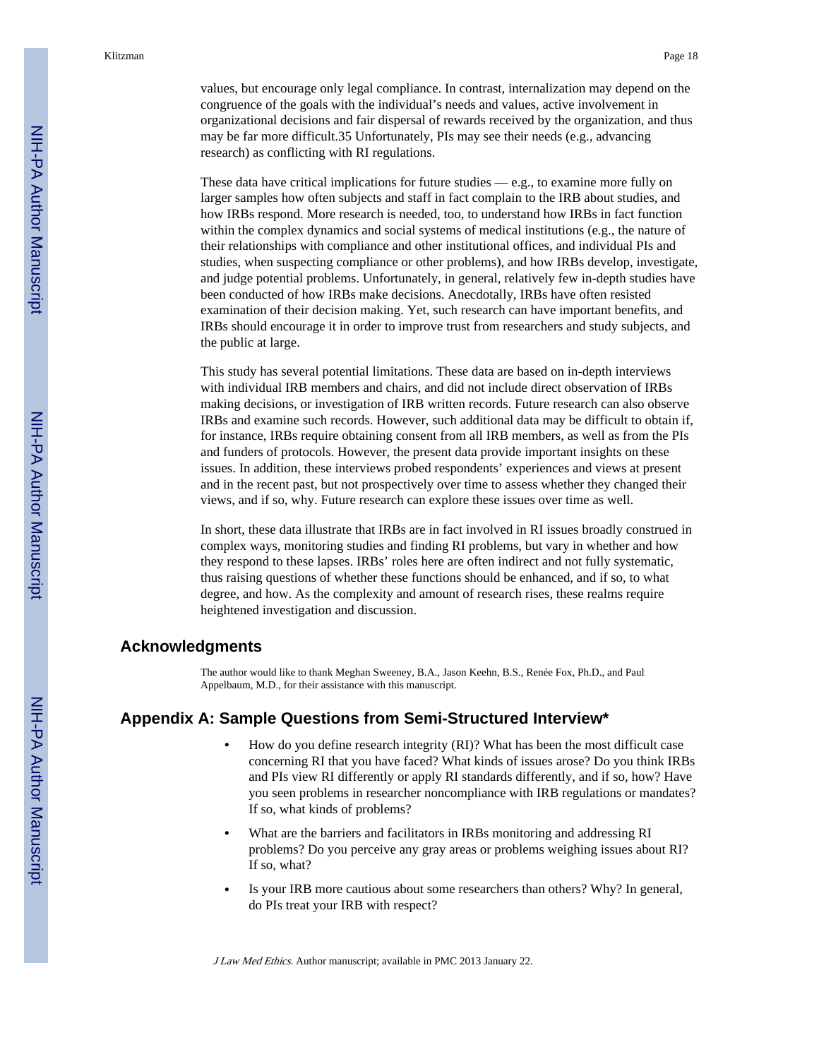values, but encourage only legal compliance. In contrast, internalization may depend on the congruence of the goals with the individual's needs and values, active involvement in organizational decisions and fair dispersal of rewards received by the organization, and thus may be far more difficult.[35] Unfortunately, PIs may see their needs (e.g., advancing research) as conflicting with RI regulations.

These data have critical implications for future studies — e.g., to examine more fully on larger samples how often subjects and staff in fact complain to the IRB about studies, and how IRBs respond. More research is needed, too, to understand how IRBs in fact function within the complex dynamics and social systems of medical institutions (e.g., the nature of their relationships with compliance and other institutional offices, and individual PIs and studies, when suspecting compliance or other problems), and how IRBs develop, investigate, and judge potential problems. Unfortunately, in general, relatively few in-depth studies have been conducted of how IRBs make decisions. Anecdotally, IRBs have often resisted examination of their decision making. Yet, such research can have important benefits, and IRBs should encourage it in order to improve trust from researchers and study subjects, and the public at large.

This study has several potential limitations. These data are based on in-depth interviews with individual IRB members and chairs, and did not include direct observation of IRBs making decisions, or investigation of IRB written records. Future research can also observe IRBs and examine such records. However, such additional data may be difficult to obtain if, for instance, IRBs require obtaining consent from all IRB members, as well as from the PIs and funders of protocols. However, the present data provide important insights on these issues. In addition, these interviews probed respondents' experiences and views at present and in the recent past, but not prospectively over time to assess whether they changed their views, and if so, why. Future research can explore these issues over time as well.

In short, these data illustrate that IRBs are in fact involved in RI issues broadly construed in complex ways, monitoring studies and finding RI problems, but vary in whether and how they respond to these lapses. IRBs' roles here are often indirect and not fully systematic, thus raising questions of whether these functions should be enhanced, and if so, to what degree, and how. As the complexity and amount of research rises, these realms require heightened investigation and discussion.

## Acknowledgments

The author would like to thank Meghan Sweeney, B.A., Jason Keehn, B.S., Renée Fox, Ph.D., and Paul Appelbaum, M.D., for their assistance with this manuscript.

## Appendix A: Sample Questions from Semi-Structured Interview*

- How do you define research integrity (RI)? What has been the most difficult case concerning RI that you have faced? What kinds of issues arose? Do you think IRBs and PIs view RI differently or apply RI standards differently, and if so, how? Have you seen problems in researcher noncompliance with IRB regulations or mandates? If so, what kinds of problems?
- What are the barriers and facilitators in IRBs monitoring and addressing RI problems? Do you perceive any gray areas or problems weighing issues about RI? If so, what?
- Is your IRB more cautious about some researchers than others? Why? In general, do PIs treat your IRB with respect?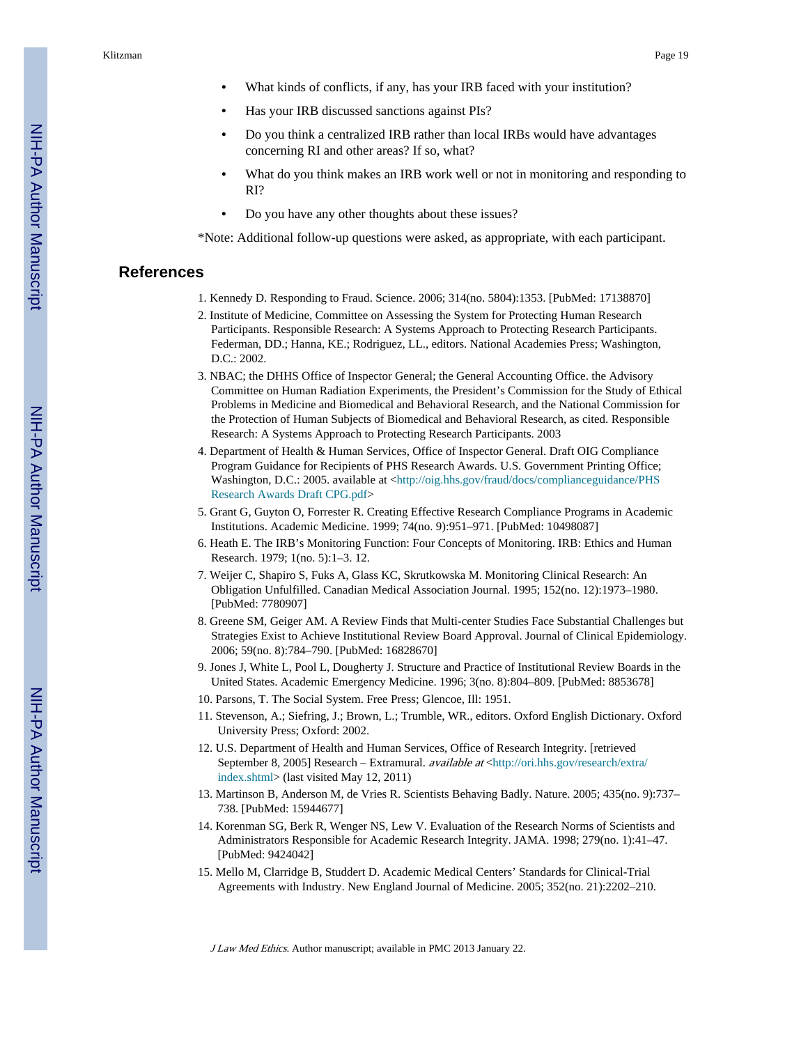- What kinds of conflicts, if any, has your IRB faced with your institution?
- Has your IRB discussed sanctions against PIs?
- Do you think a centralized IRB rather than local IRBs would have advantages concerning RI and other areas? If so, what?
- What do you think makes an IRB work well or not in monitoring and responding to RI?
- Do you have any other thoughts about these issues?

*Note: Additional follow-up questions were asked, as appropriate, with each participant.

## References

1. Kennedy D. Responding to Fraud. Science. 2006; 314(no. 5804):1353. [PubMed: 17138870]
2. Institute of Medicine, Committee on Assessing the System for Protecting Human Research Participants. Responsible Research: A Systems Approach to Protecting Research Participants. Federman, DD.; Hanna, KE.; Rodriguez, LL., editors. National Academies Press; Washington, D.C.: 2002.
3. NBAC; the DHHS Office of Inspector General; the General Accounting Office. the Advisory Committee on Human Radiation Experiments, the President's Commission for the Study of Ethical Problems in Medicine and Biomedical and Behavioral Research, and the National Commission for the Protection of Human Subjects of Biomedical and Behavioral Research, as cited. Responsible Research: A Systems Approach to Protecting Research Participants. 2003
4. Department of Health & Human Services, Office of Inspector General. Draft OIG Compliance Program Guidance for Recipients of PHS Research Awards. U.S. Government Printing Office; Washington, D.C.: 2005. available at <http://oig.hhs.gov/fraud/docs/complianceguidance/PHS Research Awards Draft CPG.pdf>
5. Grant G, Guyton O, Forrester R. Creating Effective Research Compliance Programs in Academic Institutions. Academic Medicine. 1999; 74(no. 9):951–971. [PubMed: 10498087]
6. Heath E. The IRB's Monitoring Function: Four Concepts of Monitoring. IRB: Ethics and Human Research. 1979; 1(no. 5):1–3. 12.
7. Weijer C, Shapiro S, Fuks A, Glass KC, Skrutkowska M. Monitoring Clinical Research: An Obligation Unfulfilled. Canadian Medical Association Journal. 1995; 152(no. 12):1973–1980. [PubMed: 7780907]
8. Greene SM, Geiger AM. A Review Finds that Multi-center Studies Face Substantial Challenges but Strategies Exist to Achieve Institutional Review Board Approval. Journal of Clinical Epidemiology. 2006; 59(no. 8):784–790. [PubMed: 16828670]
9. Jones J, White L, Pool L, Dougherty J. Structure and Practice of Institutional Review Boards in the United States. Academic Emergency Medicine. 1996; 3(no. 8):804–809. [PubMed: 8853678]
10. Parsons, T. The Social System. Free Press; Glencoe, Ill: 1951.
11. Stevenson, A.; Siefring, J.; Brown, L.; Trumble, WR., editors. Oxford English Dictionary. Oxford University Press; Oxford: 2002.
12. U.S. Department of Health and Human Services, Office of Research Integrity. [retrieved September 8, 2005] Research – Extramural. *available at* <http://ori.hhs.gov/research/extra/index.shtml> (last visited May 12, 2011)
13. Martinson B, Anderson M, de Vries R. Scientists Behaving Badly. Nature. 2005; 435(no. 9):737–738. [PubMed: 15944677]
14. Korenman SG, Berk R, Wenger NS, Lew V. Evaluation of the Research Norms of Scientists and Administrators Responsible for Academic Research Integrity. JAMA. 1998; 279(no. 1):41–47. [PubMed: 9424042]
15. Mello M, Clarridge B, Studdert D. Academic Medical Centers' Standards for Clinical-Trial Agreements with Industry. New England Journal of Medicine. 2005; 352(no. 21):2202–210.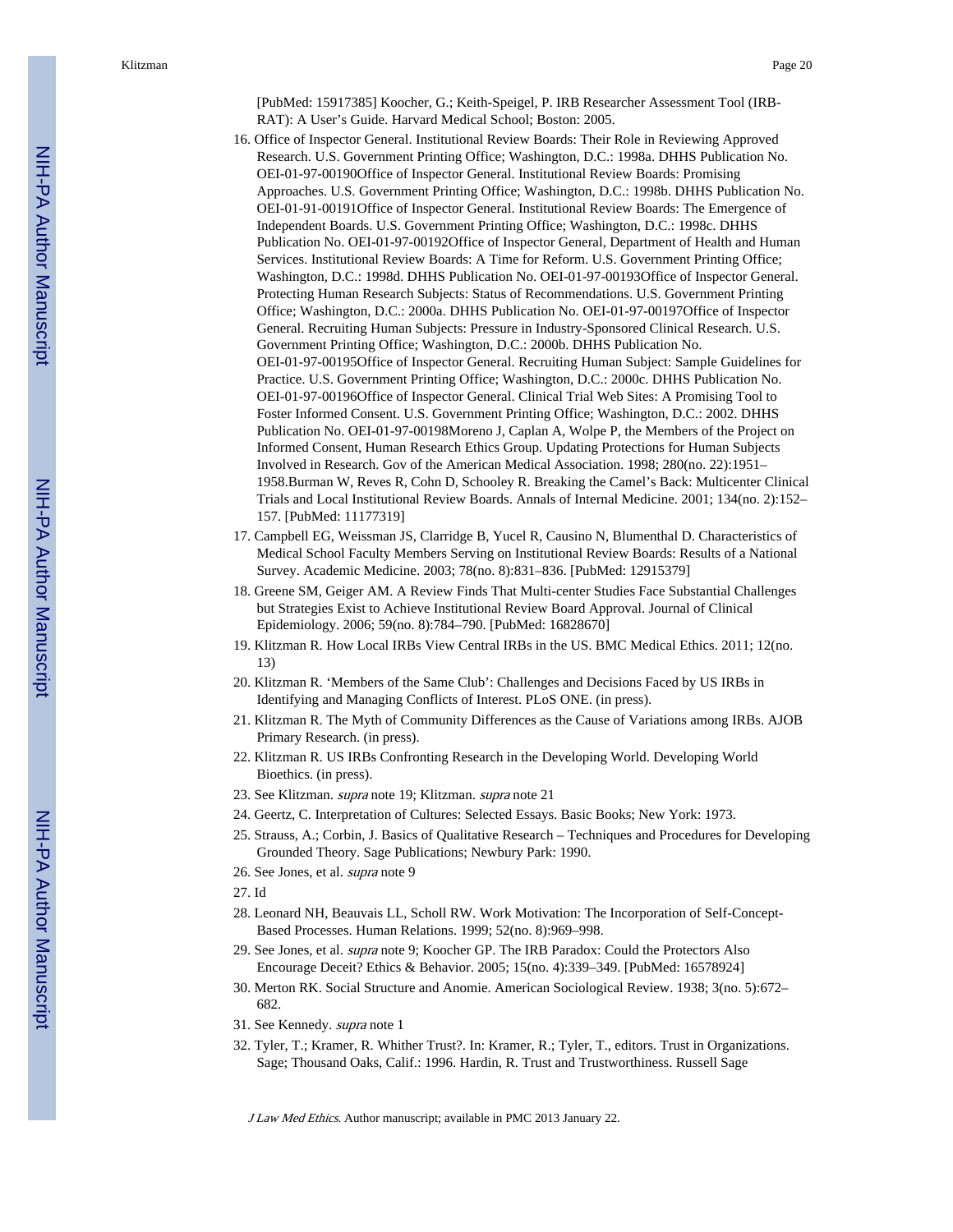[PubMed: 15917385] Koocher, G.; Keith-Speigel, P. IRB Researcher Assessment Tool (IRB-RAT): A User's Guide. Harvard Medical School; Boston: 2005.

16. Office of Inspector General. Institutional Review Boards: Their Role in Reviewing Approved Research. U.S. Government Printing Office; Washington, D.C.: 1998a. DHHS Publication No. OEI-01-97-00190Office of Inspector General. Institutional Review Boards: Promising Approaches. U.S. Government Printing Office; Washington, D.C.: 1998b. DHHS Publication No. OEI-01-91-00191Office of Inspector General. Institutional Review Boards: The Emergence of Independent Boards. U.S. Government Printing Office; Washington, D.C.: 1998c. DHHS Publication No. OEI-01-97-00192Office of Inspector General, Department of Health and Human Services. Institutional Review Boards: A Time for Reform. U.S. Government Printing Office; Washington, D.C.: 1998d. DHHS Publication No. OEI-01-97-00193Office of Inspector General. Protecting Human Research Subjects: Status of Recommendations. U.S. Government Printing Office; Washington, D.C.: 2000a. DHHS Publication No. OEI-01-97-00197Office of Inspector General. Recruiting Human Subjects: Pressure in Industry-Sponsored Clinical Research. U.S. Government Printing Office; Washington, D.C.: 2000b. DHHS Publication No. OEI-01-97-00195Office of Inspector General. Recruiting Human Subject: Sample Guidelines for Practice. U.S. Government Printing Office; Washington, D.C.: 2000c. DHHS Publication No. OEI-01-97-00196Office of Inspector General. Clinical Trial Web Sites: A Promising Tool to Foster Informed Consent. U.S. Government Printing Office; Washington, D.C.: 2002. DHHS Publication No. OEI-01-97-00198Moreno J, Caplan A, Wolpe P, the Members of the Project on Informed Consent, Human Research Ethics Group. Updating Protections for Human Subjects Involved in Research. Gov of the American Medical Association. 1998; 280(no. 22):1951–1958.Burman W, Reves R, Cohn D, Schooley R. Breaking the Camel's Back: Multicenter Clinical Trials and Local Institutional Review Boards. Annals of Internal Medicine. 2001; 134(no. 2):152–157. [PubMed: 11177319]
17. Campbell EG, Weissman JS, Clarridge B, Yucel R, Causino N, Blumenthal D. Characteristics of Medical School Faculty Members Serving on Institutional Review Boards: Results of a National Survey. Academic Medicine. 2003; 78(no. 8):831–836. [PubMed: 12915379]
18. Greene SM, Geiger AM. A Review Finds That Multi-center Studies Face Substantial Challenges but Strategies Exist to Achieve Institutional Review Board Approval. Journal of Clinical Epidemiology. 2006; 59(no. 8):784–790. [PubMed: 16828670]
19. Klitzman R. How Local IRBs View Central IRBs in the US. BMC Medical Ethics. 2011; 12(no. 13)
20. Klitzman R. 'Members of the Same Club': Challenges and Decisions Faced by US IRBs in Identifying and Managing Conflicts of Interest. PLoS ONE. (in press).
21. Klitzman R. The Myth of Community Differences as the Cause of Variations among IRBs. AJOB Primary Research. (in press).
22. Klitzman R. US IRBs Confronting Research in the Developing World. Developing World Bioethics. (in press).
23. See Klitzman. *supra* note 19; Klitzman. *supra* note 21
24. Geertz, C. Interpretation of Cultures: Selected Essays. Basic Books; New York: 1973.
25. Strauss, A.; Corbin, J. Basics of Qualitative Research – Techniques and Procedures for Developing Grounded Theory. Sage Publications; Newbury Park: 1990.
26. See Jones, et al. *supra* note 9
27. Id
28. Leonard NH, Beauvais LL, Scholl RW. Work Motivation: The Incorporation of Self-Concept-Based Processes. Human Relations. 1999; 52(no. 8):969–998.
29. See Jones, et al. *supra* note 9; Koocher GP. The IRB Paradox: Could the Protectors Also Encourage Deceit? Ethics & Behavior. 2005; 15(no. 4):339–349. [PubMed: 16578924]
30. Merton RK. Social Structure and Anomie. American Sociological Review. 1938; 3(no. 5):672–682.
31. See Kennedy. *supra* note 1
32. Tyler, T.; Kramer, R. Whither Trust?. In: Kramer, R.; Tyler, T., editors. Trust in Organizations. Sage; Thousand Oaks, Calif.: 1996. Hardin, R. Trust and Trustworthiness. Russell Sage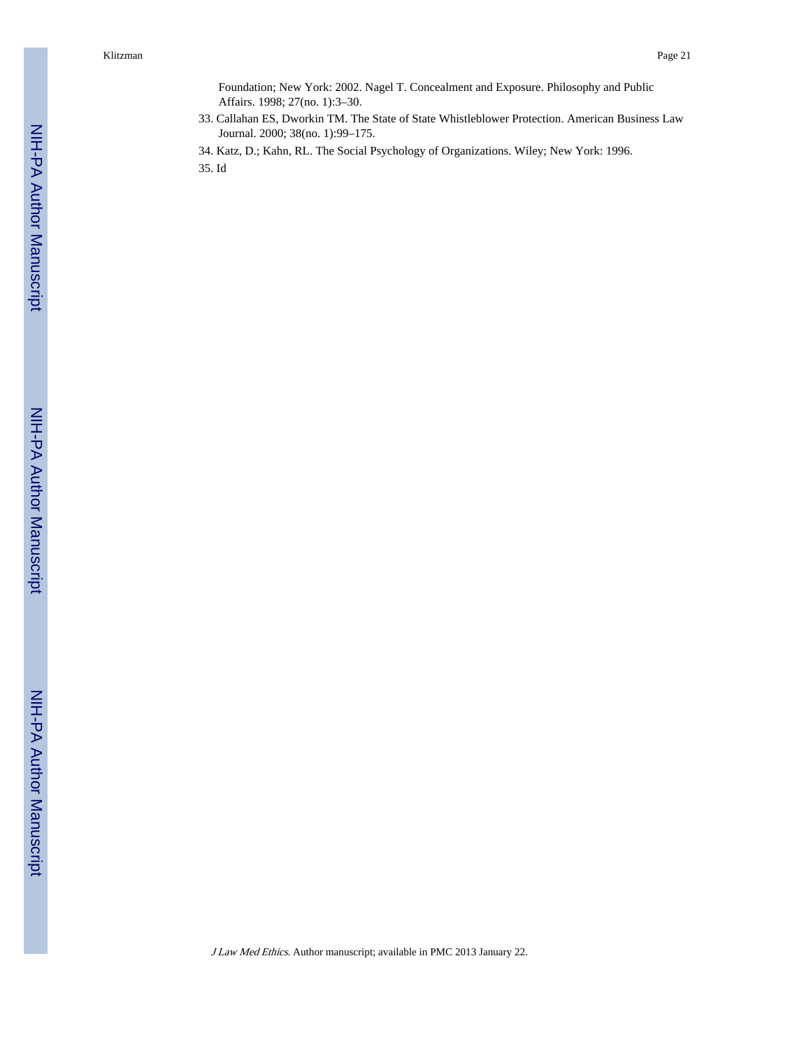Foundation; New York: 2002. Nagel T. Concealment and Exposure. Philosophy and Public Affairs. 1998; 27(no. 1):3–30.

33. Callahan ES, Dworkin TM. The State of State Whistleblower Protection. American Business Law Journal. 2000; 38(no. 1):99–175.
34. Katz, D.; Kahn, RL. The Social Psychology of Organizations. Wiley; New York: 1996.
35. Id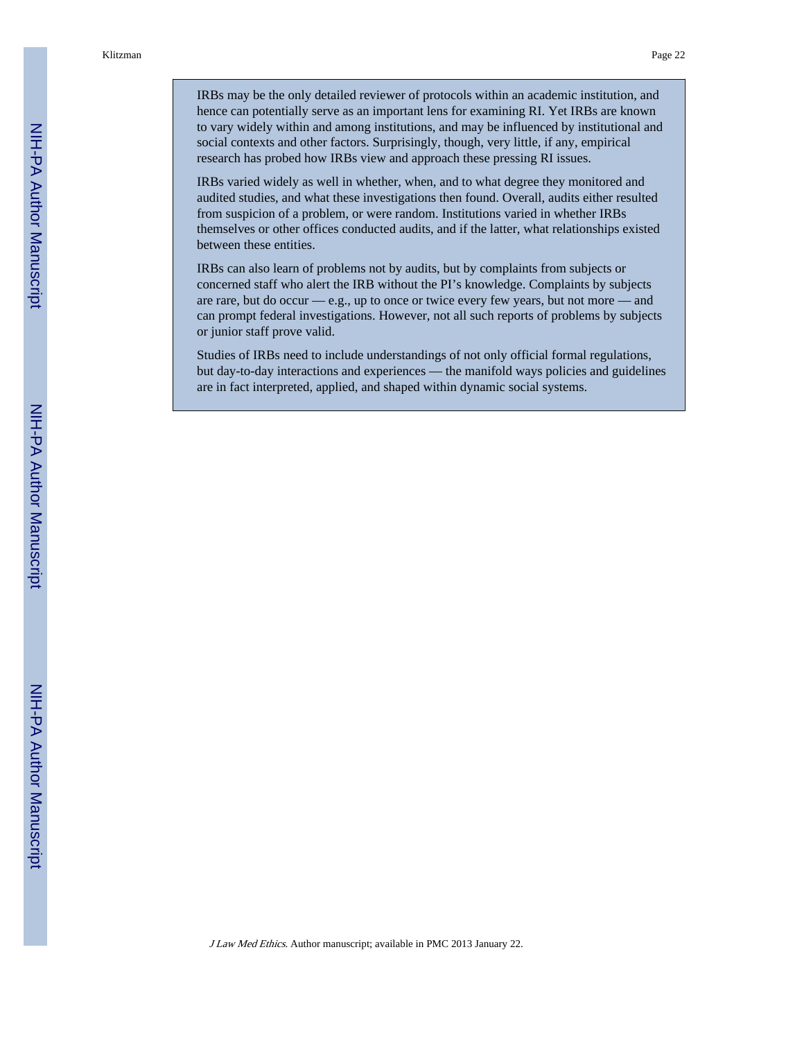IRBs may be the only detailed reviewer of protocols within an academic institution, and hence can potentially serve as an important lens for examining RI. Yet IRBs are known to vary widely within and among institutions, and may be influenced by institutional and social contexts and other factors. Surprisingly, though, very little, if any, empirical research has probed how IRBs view and approach these pressing RI issues.

IRBs varied widely as well in whether, when, and to what degree they monitored and audited studies, and what these investigations then found. Overall, audits either resulted from suspicion of a problem, or were random. Institutions varied in whether IRBs themselves or other offices conducted audits, and if the latter, what relationships existed between these entities.

IRBs can also learn of problems not by audits, but by complaints from subjects or concerned staff who alert the IRB without the PI's knowledge. Complaints by subjects are rare, but do occur — e.g., up to once or twice every few years, but not more — and can prompt federal investigations. However, not all such reports of problems by subjects or junior staff prove valid.

Studies of IRBs need to include understandings of not only official formal regulations, but day-to-day interactions and experiences — the manifold ways policies and guidelines are in fact interpreted, applied, and shaped within dynamic social systems.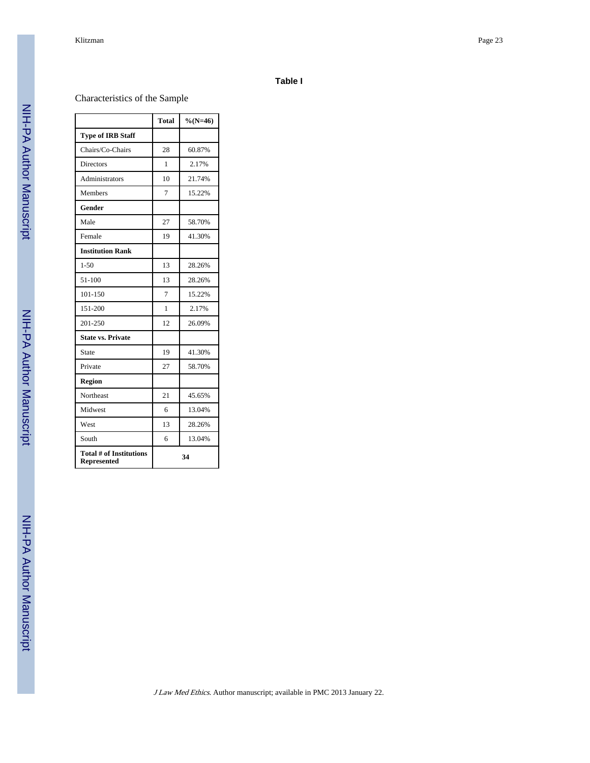## Table I

Characteristics of the Sample

| | Total | %(N=46) |
|---|---|---|
| **Type of IRB Staff** | | |
| Chairs/Co-Chairs | 28 | 60.87% |
| Directors | 1 | 2.17% |
| Administrators | 10 | 21.74% |
| Members | 7 | 15.22% |
| **Gender** | | |
| Male | 27 | 58.70% |
| Female | 19 | 41.30% |
| **Institution Rank** | | |
| 1-50 | 13 | 28.26% |
| 51-100 | 13 | 28.26% |
| 101-150 | 7 | 15.22% |
| 151-200 | 1 | 2.17% |
| 201-250 | 12 | 26.09% |
| **State vs. Private** | | |
| State | 19 | 41.30% |
| Private | 27 | 58.70% |
| **Region** | | |
| Northeast | 21 | 45.65% |
| Midwest | 6 | 13.04% |
| West | 13 | 28.26% |
| South | 6 | 13.04% |
| **Total # of Institutions Represented** | **34** | |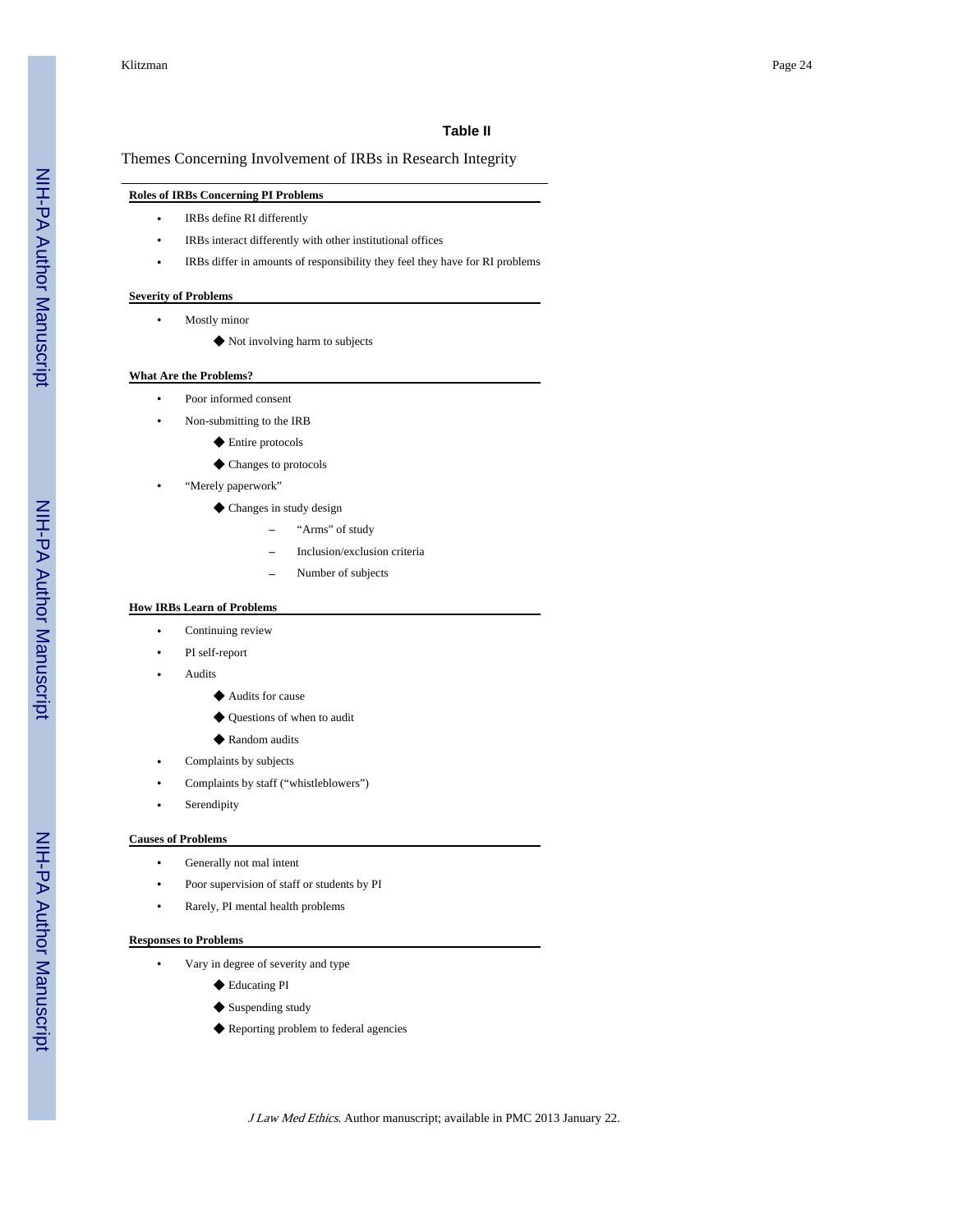**Table II**

Themes Concerning Involvement of IRBs in Research Integrity

**Roles of IRBs Concerning PI Problems**

- IRBs define RI differently
- IRBs interact differently with other institutional offices
- IRBs differ in amounts of responsibility they feel they have for RI problems

**Severity of Problems**

- Mostly minor
  - ◆ Not involving harm to subjects

**What Are the Problems?**

- Poor informed consent
- Non-submitting to the IRB
  - ◆ Entire protocols
  - ◆ Changes to protocols
- "Merely paperwork"
  - ◆ Changes in study design
    - – "Arms" of study
    - – Inclusion/exclusion criteria
    - – Number of subjects

**How IRBs Learn of Problems**

- Continuing review
- PI self-report
- Audits
  - ◆ Audits for cause
  - ◆ Questions of when to audit
  - ◆ Random audits
- Complaints by subjects
- Complaints by staff ("whistleblowers")
- Serendipity

**Causes of Problems**

- Generally not mal intent
- Poor supervision of staff or students by PI
- Rarely, PI mental health problems

**Responses to Problems**

- Vary in degree of severity and type
  - ◆ Educating PI
  - ◆ Suspending study
  - ◆ Reporting problem to federal agencies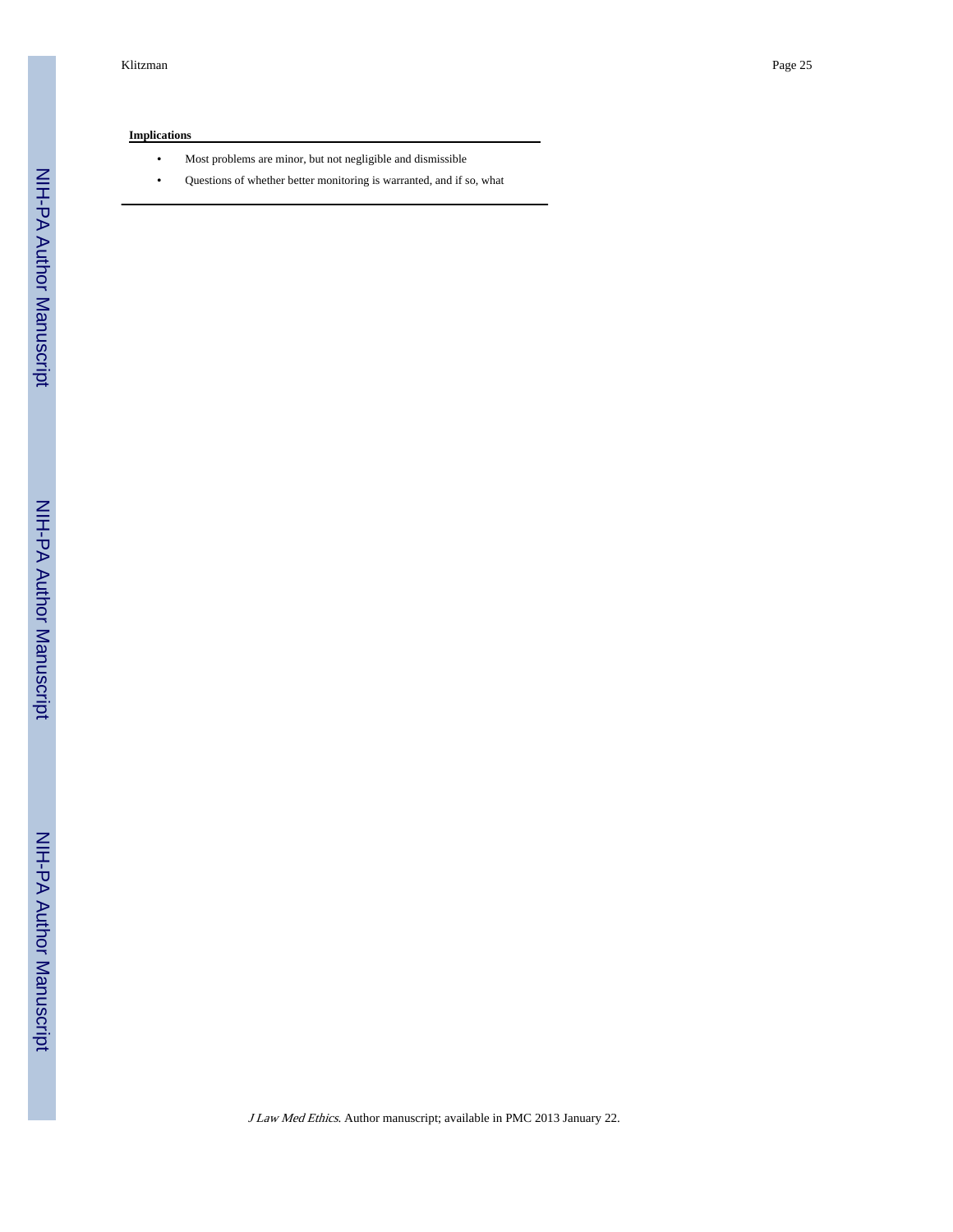**Implications**

- Most problems are minor, but not negligible and dismissible
- Questions of whether better monitoring is warranted, and if so, what